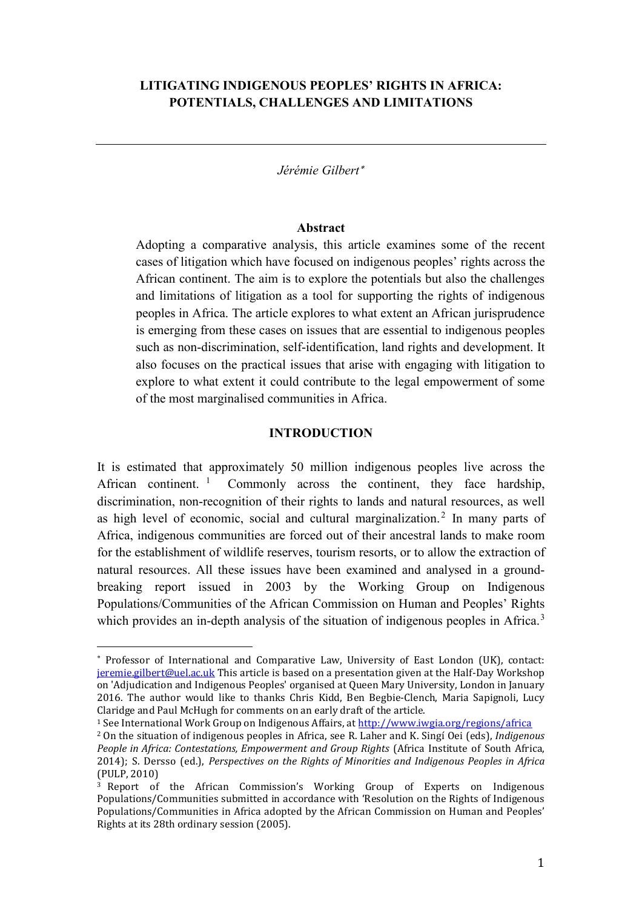# LITIGATING INDIGENOUS PEOPLES' RIGHTS IN AFRICA: POTENTIALS, CHALLENGES AND LIMITATIONS

*Jérémie Gilbert*[*]

## Abstract

Adopting a comparative analysis, this article examines some of the recent cases of litigation which have focused on indigenous peoples' rights across the African continent. The aim is to explore the potentials but also the challenges and limitations of litigation as a tool for supporting the rights of indigenous peoples in Africa. The article explores to what extent an African jurisprudence is emerging from these cases on issues that are essential to indigenous peoples such as non-discrimination, self-identification, land rights and development. It also focuses on the practical issues that arise with engaging with litigation to explore to what extent it could contribute to the legal empowerment of some of the most marginalised communities in Africa.

## INTRODUCTION

It is estimated that approximately 50 million indigenous peoples live across the African continent.[1] Commonly across the continent, they face hardship, discrimination, non-recognition of their rights to lands and natural resources, as well as high level of economic, social and cultural marginalization.[2] In many parts of Africa, indigenous communities are forced out of their ancestral lands to make room for the establishment of wildlife reserves, tourism resorts, or to allow the extraction of natural resources. All these issues have been examined and analysed in a ground-breaking report issued in 2003 by the Working Group on Indigenous Populations/Communities of the African Commission on Human and Peoples' Rights which provides an in-depth analysis of the situation of indigenous peoples in Africa.[3]

---

[*] Professor of International and Comparative Law, University of East London (UK), contact: jeremie.gilbert@uel.ac.uk This article is based on a presentation given at the Half-Day Workshop on 'Adjudication and Indigenous Peoples' organised at Queen Mary University, London in January 2016. The author would like to thanks Chris Kidd, Ben Begbie-Clench, Maria Sapignoli, Lucy Claridge and Paul McHugh for comments on an early draft of the article.

[1] See International Work Group on Indigenous Affairs, at http://www.iwgia.org/regions/africa

[2] On the situation of indigenous peoples in Africa, see R. Laher and K. Singí Oei (eds), *Indigenous People in Africa: Contestations, Empowerment and Group Rights* (Africa Institute of South Africa, 2014); S. Dersso (ed.), *Perspectives on the Rights of Minorities and Indigenous Peoples in Africa* (PULP, 2010)

[3] Report of the African Commission's Working Group of Experts on Indigenous Populations/Communities submitted in accordance with 'Resolution on the Rights of Indigenous Populations/Communities in Africa adopted by the African Commission on Human and Peoples' Rights at its 28th ordinary session (2005).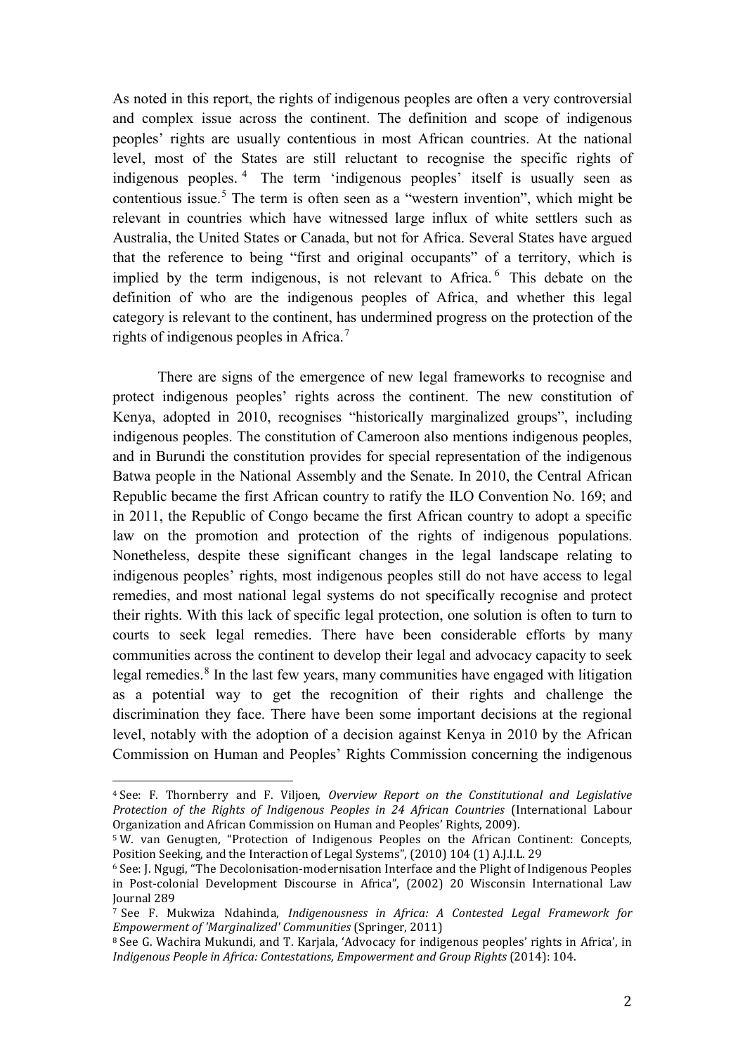As noted in this report, the rights of indigenous peoples are often a very controversial and complex issue across the continent. The definition and scope of indigenous peoples' rights are usually contentious in most African countries. At the national level, most of the States are still reluctant to recognise the specific rights of indigenous peoples.[4] The term 'indigenous peoples' itself is usually seen as contentious issue.[5] The term is often seen as a "western invention", which might be relevant in countries which have witnessed large influx of white settlers such as Australia, the United States or Canada, but not for Africa. Several States have argued that the reference to being "first and original occupants" of a territory, which is implied by the term indigenous, is not relevant to Africa.[6] This debate on the definition of who are the indigenous peoples of Africa, and whether this legal category is relevant to the continent, has undermined progress on the protection of the rights of indigenous peoples in Africa.[7]

There are signs of the emergence of new legal frameworks to recognise and protect indigenous peoples' rights across the continent. The new constitution of Kenya, adopted in 2010, recognises "historically marginalized groups", including indigenous peoples. The constitution of Cameroon also mentions indigenous peoples, and in Burundi the constitution provides for special representation of the indigenous Batwa people in the National Assembly and the Senate. In 2010, the Central African Republic became the first African country to ratify the ILO Convention No. 169; and in 2011, the Republic of Congo became the first African country to adopt a specific law on the promotion and protection of the rights of indigenous populations. Nonetheless, despite these significant changes in the legal landscape relating to indigenous peoples' rights, most indigenous peoples still do not have access to legal remedies, and most national legal systems do not specifically recognise and protect their rights. With this lack of specific legal protection, one solution is often to turn to courts to seek legal remedies. There have been considerable efforts by many communities across the continent to develop their legal and advocacy capacity to seek legal remedies.[8] In the last few years, many communities have engaged with litigation as a potential way to get the recognition of their rights and challenge the discrimination they face. There have been some important decisions at the regional level, notably with the adoption of a decision against Kenya in 2010 by the African Commission on Human and Peoples' Rights Commission concerning the indigenous

---

[4] See: F. Thornberry and F. Viljoen, *Overview Report on the Constitutional and Legislative Protection of the Rights of Indigenous Peoples in 24 African Countries* (International Labour Organization and African Commission on Human and Peoples' Rights, 2009).

[5] W. van Genugten, "Protection of Indigenous Peoples on the African Continent: Concepts, Position Seeking, and the Interaction of Legal Systems", (2010) 104 (1) A.J.I.L. 29

[6] See: J. Ngugi, "The Decolonisation-modernisation Interface and the Plight of Indigenous Peoples in Post-colonial Development Discourse in Africa", (2002) 20 Wisconsin International Law Journal 289

[7] See F. Mukwiza Ndahinda, *Indigenousness in Africa: A Contested Legal Framework for Empowerment of 'Marginalized' Communities* (Springer, 2011)

[8] See G. Wachira Mukundi, and T. Karjala, 'Advocacy for indigenous peoples' rights in Africa', in *Indigenous People in Africa: Contestations, Empowerment and Group Rights* (2014): 104.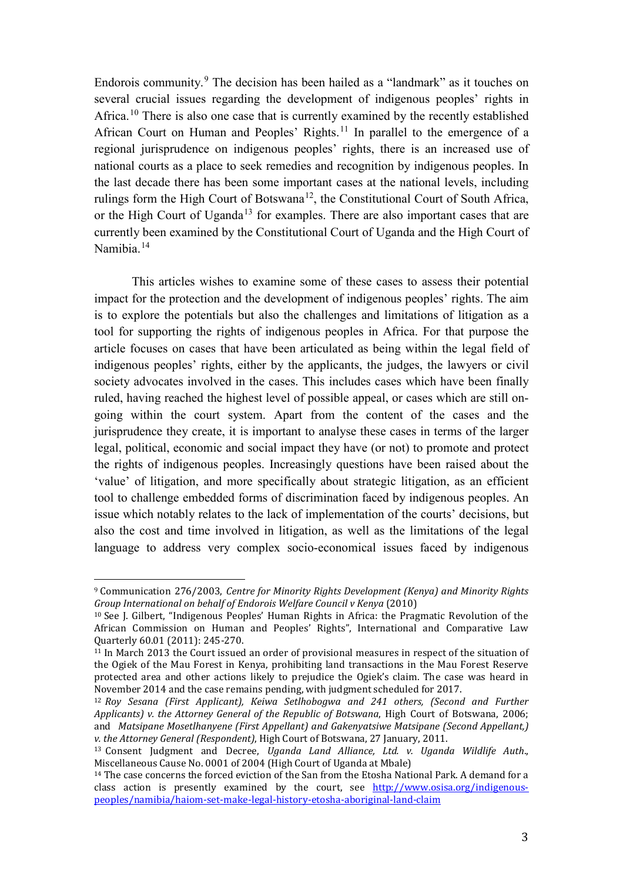Endorois community.[9] The decision has been hailed as a "landmark" as it touches on several crucial issues regarding the development of indigenous peoples' rights in Africa.[10] There is also one case that is currently examined by the recently established African Court on Human and Peoples' Rights.[11] In parallel to the emergence of a regional jurisprudence on indigenous peoples' rights, there is an increased use of national courts as a place to seek remedies and recognition by indigenous peoples. In the last decade there has been some important cases at the national levels, including rulings form the High Court of Botswana[12], the Constitutional Court of South Africa, or the High Court of Uganda[13] for examples. There are also important cases that are currently been examined by the Constitutional Court of Uganda and the High Court of Namibia.[14]

This articles wishes to examine some of these cases to assess their potential impact for the protection and the development of indigenous peoples' rights. The aim is to explore the potentials but also the challenges and limitations of litigation as a tool for supporting the rights of indigenous peoples in Africa. For that purpose the article focuses on cases that have been articulated as being within the legal field of indigenous peoples' rights, either by the applicants, the judges, the lawyers or civil society advocates involved in the cases. This includes cases which have been finally ruled, having reached the highest level of possible appeal, or cases which are still on-going within the court system. Apart from the content of the cases and the jurisprudence they create, it is important to analyse these cases in terms of the larger legal, political, economic and social impact they have (or not) to promote and protect the rights of indigenous peoples. Increasingly questions have been raised about the 'value' of litigation, and more specifically about strategic litigation, as an efficient tool to challenge embedded forms of discrimination faced by indigenous peoples. An issue which notably relates to the lack of implementation of the courts' decisions, but also the cost and time involved in litigation, as well as the limitations of the legal language to address very complex socio-economical issues faced by indigenous

---

[9] Communication 276/2003, *Centre for Minority Rights Development (Kenya) and Minority Rights Group International on behalf of Endorois Welfare Council v Kenya* (2010)

[10] See J. Gilbert, "Indigenous Peoples' Human Rights in Africa: the Pragmatic Revolution of the African Commission on Human and Peoples' Rights", International and Comparative Law Quarterly 60.01 (2011): 245-270.

[11] In March 2013 the Court issued an order of provisional measures in respect of the situation of the Ogiek of the Mau Forest in Kenya, prohibiting land transactions in the Mau Forest Reserve protected area and other actions likely to prejudice the Ogiek's claim. The case was heard in November 2014 and the case remains pending, with judgment scheduled for 2017.

[12] *Roy Sesana (First Applicant), Keiwa Setlhobogwa and 241 others, (Second and Further Applicants) v. the Attorney General of the Republic of Botswana*, High Court of Botswana, 2006; and *Matsipane Mosetlhanyene (First Appellant) and Gakenyatsiwe Matsipane (Second Appellant,) v. the Attorney General (Respondent)*, High Court of Botswana, 27 January, 2011.

[13] Consent Judgment and Decree, *Uganda Land Alliance, Ltd. v. Uganda Wildlife Auth*., Miscellaneous Cause No. 0001 of 2004 (High Court of Uganda at Mbale)

[14] The case concerns the forced eviction of the San from the Etosha National Park. A demand for a class action is presently examined by the court, see http://www.osisa.org/indigenous-peoples/namibia/haiom-set-make-legal-history-etosha-aboriginal-land-claim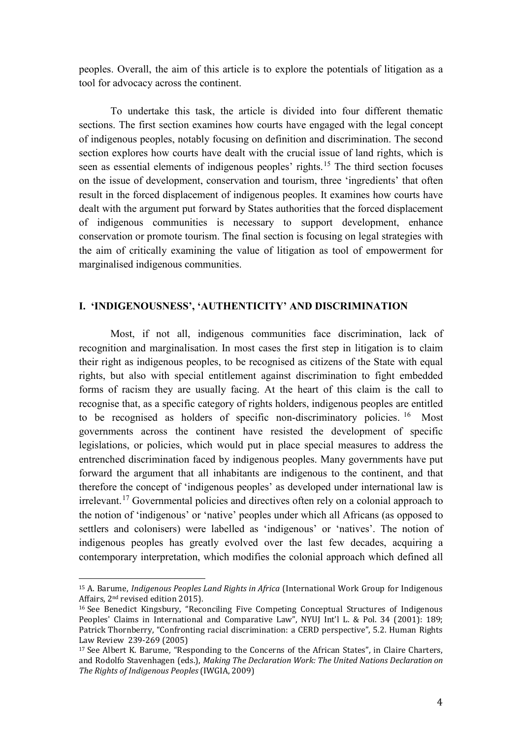peoples. Overall, the aim of this article is to explore the potentials of litigation as a tool for advocacy across the continent.

To undertake this task, the article is divided into four different thematic sections. The first section examines how courts have engaged with the legal concept of indigenous peoples, notably focusing on definition and discrimination. The second section explores how courts have dealt with the crucial issue of land rights, which is seen as essential elements of indigenous peoples' rights.[15] The third section focuses on the issue of development, conservation and tourism, three 'ingredients' that often result in the forced displacement of indigenous peoples. It examines how courts have dealt with the argument put forward by States authorities that the forced displacement of indigenous communities is necessary to support development, enhance conservation or promote tourism. The final section is focusing on legal strategies with the aim of critically examining the value of litigation as tool of empowerment for marginalised indigenous communities.

## I. 'INDIGENOUSNESS', 'AUTHENTICITY' AND DISCRIMINATION

Most, if not all, indigenous communities face discrimination, lack of recognition and marginalisation. In most cases the first step in litigation is to claim their right as indigenous peoples, to be recognised as citizens of the State with equal rights, but also with special entitlement against discrimination to fight embedded forms of racism they are usually facing. At the heart of this claim is the call to recognise that, as a specific category of rights holders, indigenous peoples are entitled to be recognised as holders of specific non-discriminatory policies.[16] Most governments across the continent have resisted the development of specific legislations, or policies, which would put in place special measures to address the entrenched discrimination faced by indigenous peoples. Many governments have put forward the argument that all inhabitants are indigenous to the continent, and that therefore the concept of 'indigenous peoples' as developed under international law is irrelevant.[17] Governmental policies and directives often rely on a colonial approach to the notion of 'indigenous' or 'native' peoples under which all Africans (as opposed to settlers and colonisers) were labelled as 'indigenous' or 'natives'. The notion of indigenous peoples has greatly evolved over the last few decades, acquiring a contemporary interpretation, which modifies the colonial approach which defined all

---

[15] A. Barume, *Indigenous Peoples Land Rights in Africa* (International Work Group for Indigenous Affairs, 2nd revised edition 2015).

[16] See Benedict Kingsbury, "Reconciling Five Competing Conceptual Structures of Indigenous Peoples' Claims in International and Comparative Law", NYUJ Int'l L. & Pol. 34 (2001): 189; Patrick Thornberry, "Confronting racial discrimination: a CERD perspective", 5.2. Human Rights Law Review 239-269 (2005)

[17] See Albert K. Barume, "Responding to the Concerns of the African States", in Claire Charters, and Rodolfo Stavenhagen (eds.), *Making The Declaration Work: The United Nations Declaration on The Rights of Indigenous Peoples* (IWGIA, 2009)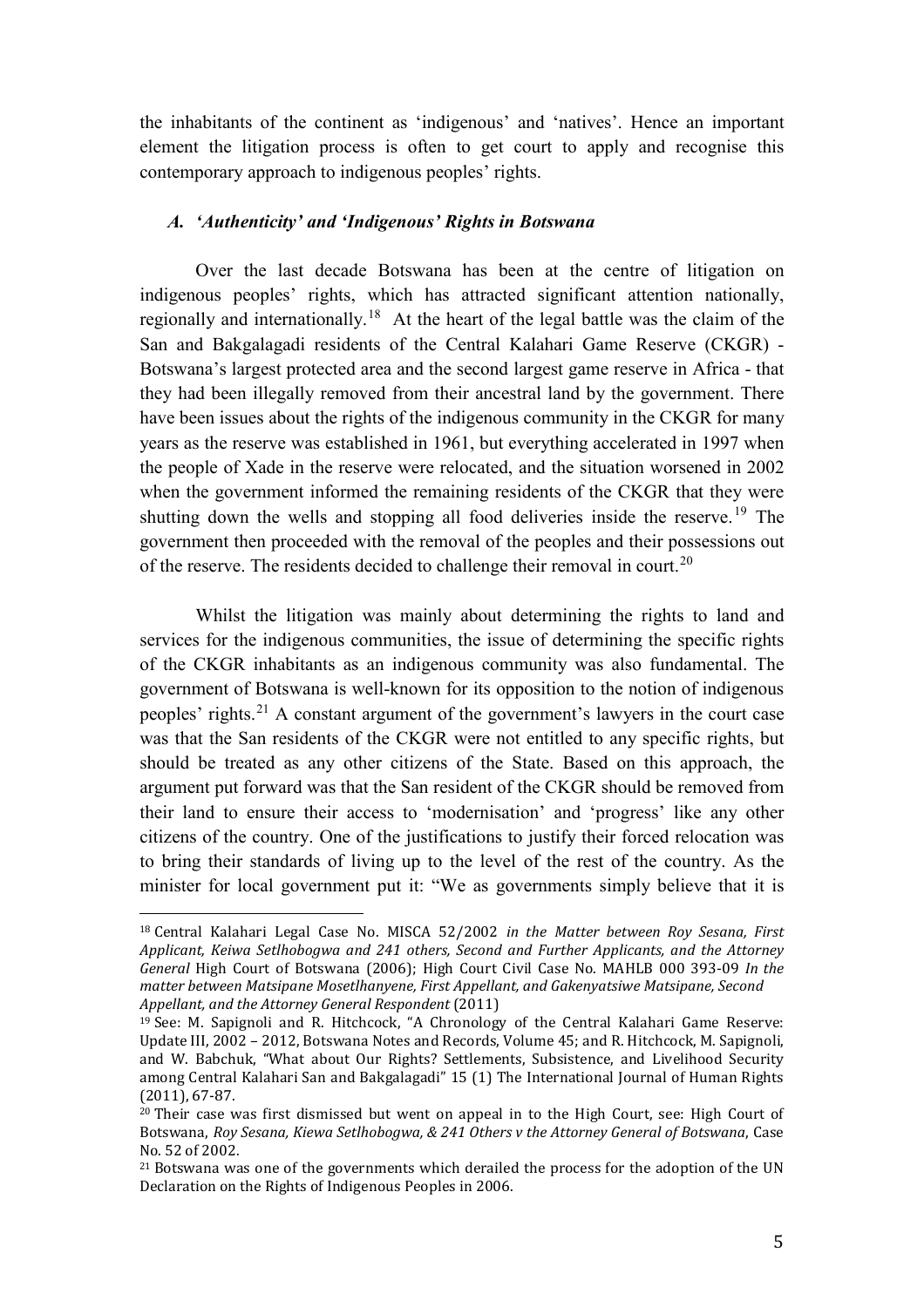the inhabitants of the continent as 'indigenous' and 'natives'. Hence an important element the litigation process is often to get court to apply and recognise this contemporary approach to indigenous peoples' rights.

### *A. 'Authenticity' and 'Indigenous' Rights in Botswana*

Over the last decade Botswana has been at the centre of litigation on indigenous peoples' rights, which has attracted significant attention nationally, regionally and internationally.[18] At the heart of the legal battle was the claim of the San and Bakgalagadi residents of the Central Kalahari Game Reserve (CKGR) - Botswana's largest protected area and the second largest game reserve in Africa - that they had been illegally removed from their ancestral land by the government. There have been issues about the rights of the indigenous community in the CKGR for many years as the reserve was established in 1961, but everything accelerated in 1997 when the people of Xade in the reserve were relocated, and the situation worsened in 2002 when the government informed the remaining residents of the CKGR that they were shutting down the wells and stopping all food deliveries inside the reserve.[19] The government then proceeded with the removal of the peoples and their possessions out of the reserve. The residents decided to challenge their removal in court.[20]

Whilst the litigation was mainly about determining the rights to land and services for the indigenous communities, the issue of determining the specific rights of the CKGR inhabitants as an indigenous community was also fundamental. The government of Botswana is well-known for its opposition to the notion of indigenous peoples' rights.[21] A constant argument of the government's lawyers in the court case was that the San residents of the CKGR were not entitled to any specific rights, but should be treated as any other citizens of the State. Based on this approach, the argument put forward was that the San resident of the CKGR should be removed from their land to ensure their access to 'modernisation' and 'progress' like any other citizens of the country. One of the justifications to justify their forced relocation was to bring their standards of living up to the level of the rest of the country. As the minister for local government put it: "We as governments simply believe that it is

---

[18] Central Kalahari Legal Case No. MISCA 52/2002 *in the Matter between Roy Sesana, First Applicant, Keiwa Setlhobogwa and 241 others, Second and Further Applicants, and the Attorney General* High Court of Botswana (2006); High Court Civil Case No. MAHLB 000 393-09 *In the matter between Matsipane Mosetlhanyene, First Appellant, and Gakenyatsiwe Matsipane, Second Appellant, and the Attorney General Respondent* (2011)

[19] See: M. Sapignoli and R. Hitchcock, "A Chronology of the Central Kalahari Game Reserve: Update III, 2002 – 2012, Botswana Notes and Records, Volume 45; and R. Hitchcock, M. Sapignoli, and W. Babchuk, "What about Our Rights? Settlements, Subsistence, and Livelihood Security among Central Kalahari San and Bakgalagadi" 15 (1) The International Journal of Human Rights (2011), 67-87.

[20] Their case was first dismissed but went on appeal in to the High Court, see: High Court of Botswana, *Roy Sesana, Kiewa Setlhobogwa, & 241 Others v the Attorney General of Botswana*, Case No. 52 of 2002.

[21] Botswana was one of the governments which derailed the process for the adoption of the UN Declaration on the Rights of Indigenous Peoples in 2006.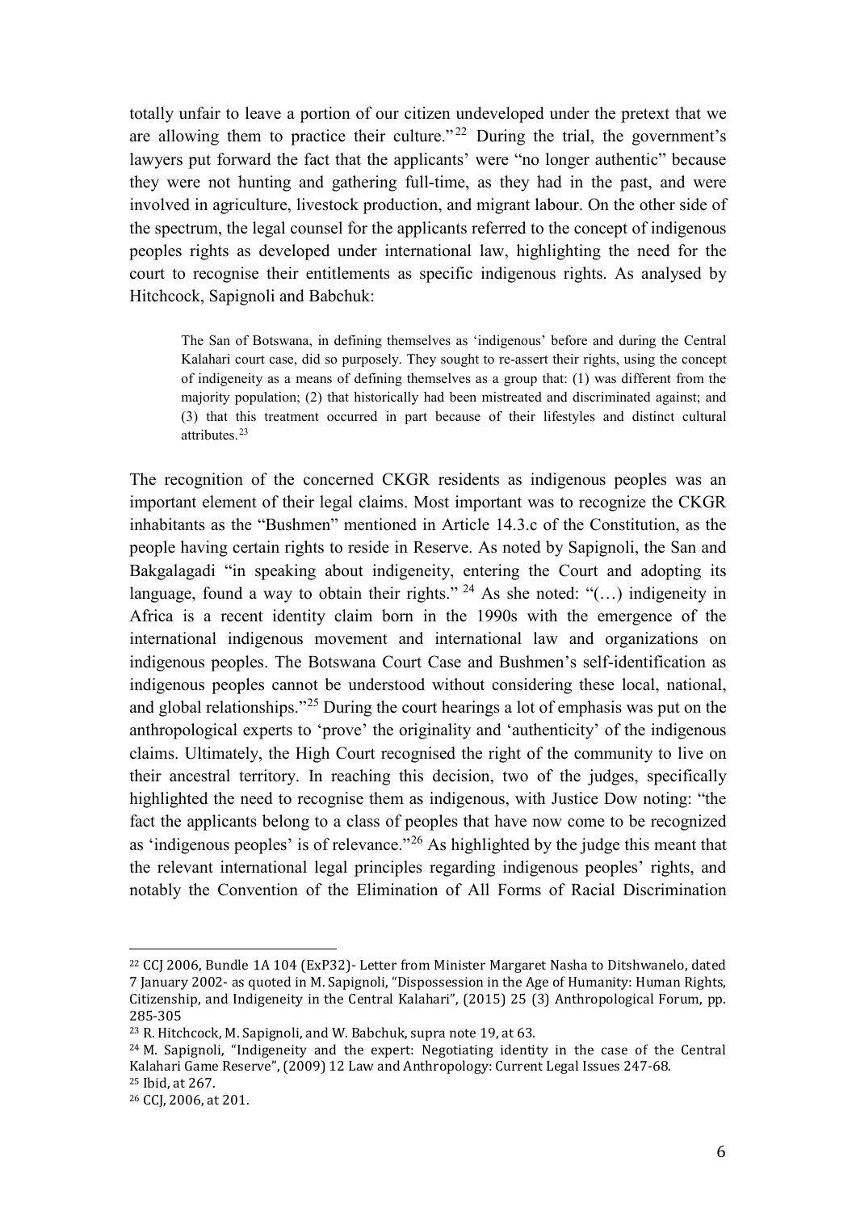totally unfair to leave a portion of our citizen undeveloped under the pretext that we are allowing them to practice their culture."[22] During the trial, the government's lawyers put forward the fact that the applicants' were "no longer authentic" because they were not hunting and gathering full-time, as they had in the past, and were involved in agriculture, livestock production, and migrant labour. On the other side of the spectrum, the legal counsel for the applicants referred to the concept of indigenous peoples rights as developed under international law, highlighting the need for the court to recognise their entitlements as specific indigenous rights. As analysed by Hitchcock, Sapignoli and Babchuk:

> The San of Botswana, in defining themselves as 'indigenous' before and during the Central Kalahari court case, did so purposely. They sought to re-assert their rights, using the concept of indigeneity as a means of defining themselves as a group that: (1) was different from the majority population; (2) that historically had been mistreated and discriminated against; and (3) that this treatment occurred in part because of their lifestyles and distinct cultural attributes.[23]

The recognition of the concerned CKGR residents as indigenous peoples was an important element of their legal claims. Most important was to recognize the CKGR inhabitants as the "Bushmen" mentioned in Article 14.3.c of the Constitution, as the people having certain rights to reside in Reserve. As noted by Sapignoli, the San and Bakgalagadi "in speaking about indigeneity, entering the Court and adopting its language, found a way to obtain their rights." [24] As she noted: "(…) indigeneity in Africa is a recent identity claim born in the 1990s with the emergence of the international indigenous movement and international law and organizations on indigenous peoples. The Botswana Court Case and Bushmen's self-identification as indigenous peoples cannot be understood without considering these local, national, and global relationships."[25] During the court hearings a lot of emphasis was put on the anthropological experts to 'prove' the originality and 'authenticity' of the indigenous claims. Ultimately, the High Court recognised the right of the community to live on their ancestral territory. In reaching this decision, two of the judges, specifically highlighted the need to recognise them as indigenous, with Justice Dow noting: "the fact the applicants belong to a class of peoples that have now come to be recognized as 'indigenous peoples' is of relevance."[26] As highlighted by the judge this meant that the relevant international legal principles regarding indigenous peoples' rights, and notably the Convention of the Elimination of All Forms of Racial Discrimination

---

[22] CCJ 2006, Bundle 1A 104 (ExP32)- Letter from Minister Margaret Nasha to Ditshwanelo, dated 7 January 2002- as quoted in M. Sapignoli, "Dispossession in the Age of Humanity: Human Rights, Citizenship, and Indigeneity in the Central Kalahari", (2015) 25 (3) Anthropological Forum, pp. 285-305

[23] R. Hitchcock, M. Sapignoli, and W. Babchuk, supra note 19, at 63.

[24] M. Sapignoli, "Indigeneity and the expert: Negotiating identity in the case of the Central Kalahari Game Reserve", (2009) 12 Law and Anthropology: Current Legal Issues 247-68.

[25] Ibid, at 267.

[26] CCJ, 2006, at 201.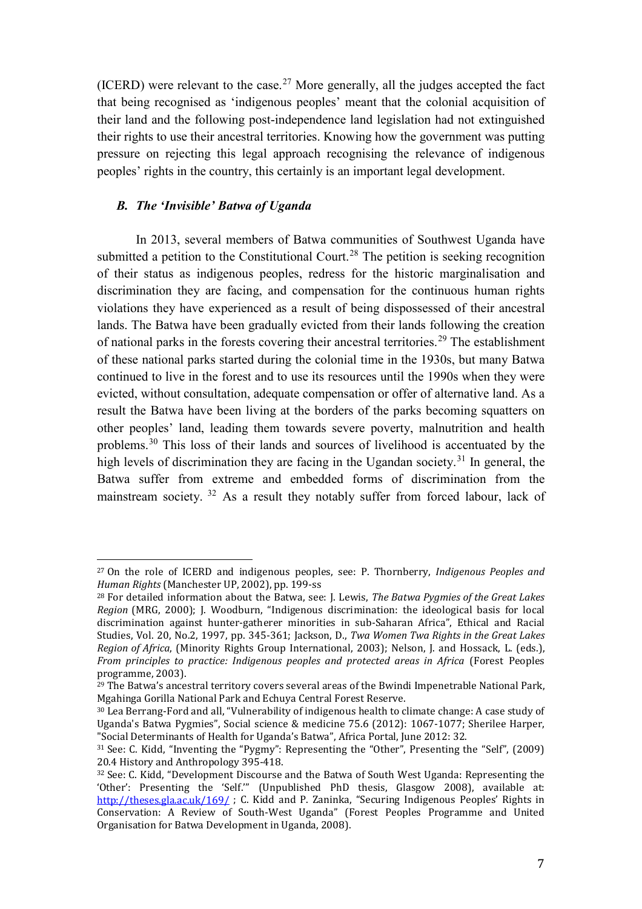(ICERD) were relevant to the case.[27] More generally, all the judges accepted the fact that being recognised as 'indigenous peoples' meant that the colonial acquisition of their land and the following post-independence land legislation had not extinguished their rights to use their ancestral territories. Knowing how the government was putting pressure on rejecting this legal approach recognising the relevance of indigenous peoples' rights in the country, this certainly is an important legal development.

### *B. The 'Invisible' Batwa of Uganda*

In 2013, several members of Batwa communities of Southwest Uganda have submitted a petition to the Constitutional Court.[28] The petition is seeking recognition of their status as indigenous peoples, redress for the historic marginalisation and discrimination they are facing, and compensation for the continuous human rights violations they have experienced as a result of being dispossessed of their ancestral lands. The Batwa have been gradually evicted from their lands following the creation of national parks in the forests covering their ancestral territories.[29] The establishment of these national parks started during the colonial time in the 1930s, but many Batwa continued to live in the forest and to use its resources until the 1990s when they were evicted, without consultation, adequate compensation or offer of alternative land. As a result the Batwa have been living at the borders of the parks becoming squatters on other peoples' land, leading them towards severe poverty, malnutrition and health problems.[30] This loss of their lands and sources of livelihood is accentuated by the high levels of discrimination they are facing in the Ugandan society.[31] In general, the Batwa suffer from extreme and embedded forms of discrimination from the mainstream society. [32] As a result they notably suffer from forced labour, lack of

---

[27] On the role of ICERD and indigenous peoples, see: P. Thornberry, *Indigenous Peoples and Human Rights* (Manchester UP, 2002), pp. 199-ss

[28] For detailed information about the Batwa, see: J. Lewis, *The Batwa Pygmies of the Great Lakes Region* (MRG, 2000); J. Woodburn, "Indigenous discrimination: the ideological basis for local discrimination against hunter-gatherer minorities in sub-Saharan Africa", Ethical and Racial Studies, Vol. 20, No.2, 1997, pp. 345-361; Jackson, D., *Twa Women Twa Rights in the Great Lakes Region of Africa*, (Minority Rights Group International, 2003); Nelson, J. and Hossack, L. (eds.), *From principles to practice: Indigenous peoples and protected areas in Africa* (Forest Peoples programme, 2003).

[29] The Batwa's ancestral territory covers several areas of the Bwindi Impenetrable National Park, Mgahinga Gorilla National Park and Echuya Central Forest Reserve.

[30] Lea Berrang-Ford and all, "Vulnerability of indigenous health to climate change: A case study of Uganda's Batwa Pygmies", Social science & medicine 75.6 (2012): 1067-1077; Sherilee Harper, "Social Determinants of Health for Uganda's Batwa", Africa Portal, June 2012: 32.

[31] See: C. Kidd, "Inventing the "Pygmy": Representing the "Other", Presenting the "Self", (2009) 20.4 History and Anthropology 395-418.

[32] See: C. Kidd, "Development Discourse and the Batwa of South West Uganda: Representing the 'Other': Presenting the 'Self.'" (Unpublished PhD thesis, Glasgow 2008), available at: http://theses.gla.ac.uk/169/ ; C. Kidd and P. Zaninka, "Securing Indigenous Peoples' Rights in Conservation: A Review of South-West Uganda" (Forest Peoples Programme and United Organisation for Batwa Development in Uganda, 2008).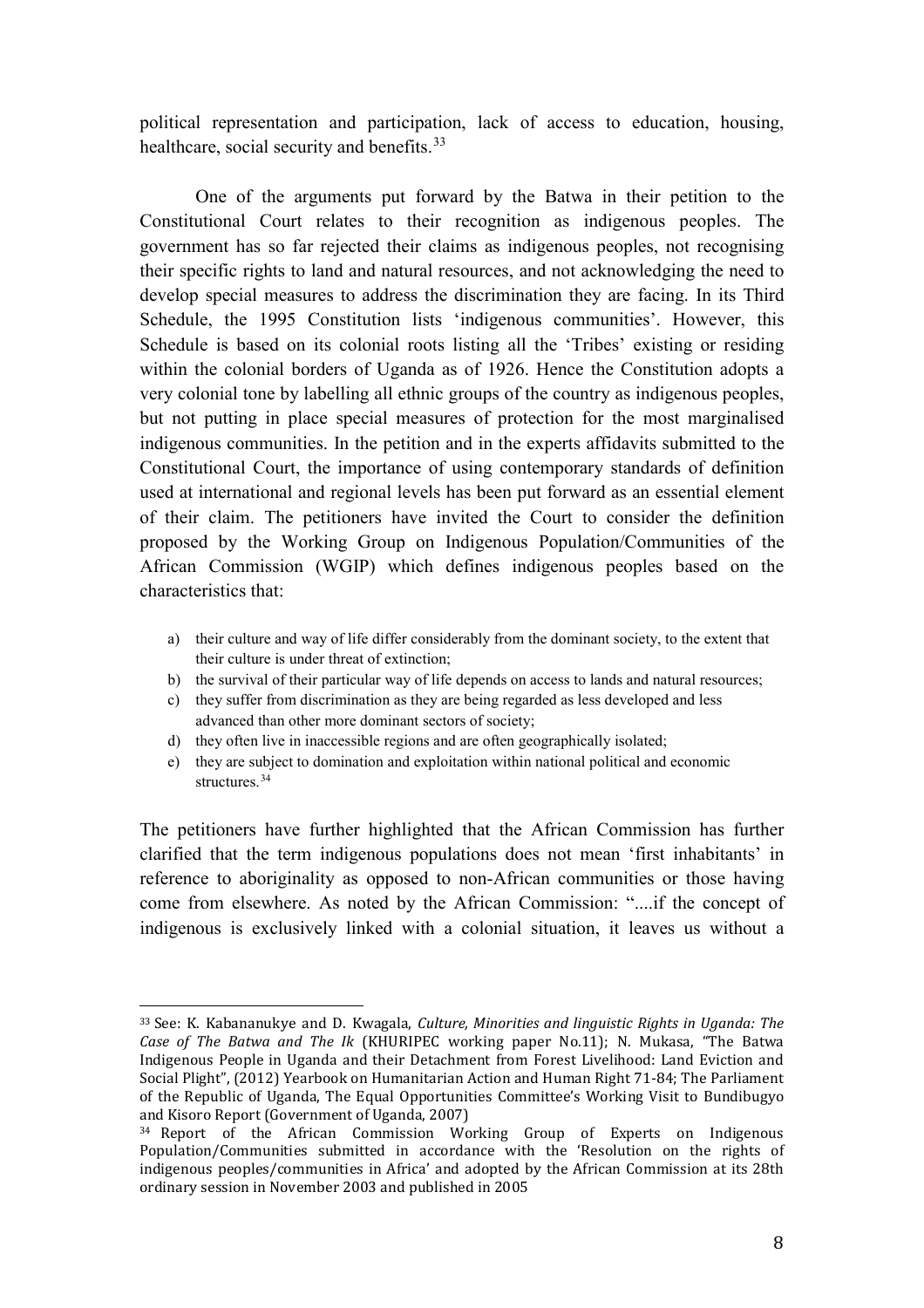political representation and participation, lack of access to education, housing, healthcare, social security and benefits.[33]

One of the arguments put forward by the Batwa in their petition to the Constitutional Court relates to their recognition as indigenous peoples. The government has so far rejected their claims as indigenous peoples, not recognising their specific rights to land and natural resources, and not acknowledging the need to develop special measures to address the discrimination they are facing. In its Third Schedule, the 1995 Constitution lists 'indigenous communities'. However, this Schedule is based on its colonial roots listing all the 'Tribes' existing or residing within the colonial borders of Uganda as of 1926. Hence the Constitution adopts a very colonial tone by labelling all ethnic groups of the country as indigenous peoples, but not putting in place special measures of protection for the most marginalised indigenous communities. In the petition and in the experts affidavits submitted to the Constitutional Court, the importance of using contemporary standards of definition used at international and regional levels has been put forward as an essential element of their claim. The petitioners have invited the Court to consider the definition proposed by the Working Group on Indigenous Population/Communities of the African Commission (WGIP) which defines indigenous peoples based on the characteristics that:

a) their culture and way of life differ considerably from the dominant society, to the extent that their culture is under threat of extinction;
b) the survival of their particular way of life depends on access to lands and natural resources;
c) they suffer from discrimination as they are being regarded as less developed and less advanced than other more dominant sectors of society;
d) they often live in inaccessible regions and are often geographically isolated;
e) they are subject to domination and exploitation within national political and economic structures.[34]

The petitioners have further highlighted that the African Commission has further clarified that the term indigenous populations does not mean 'first inhabitants' in reference to aboriginality as opposed to non-African communities or those having come from elsewhere. As noted by the African Commission: "....if the concept of indigenous is exclusively linked with a colonial situation, it leaves us without a

---

[33] See: K. Kabananukye and D. Kwagala, *Culture, Minorities and linguistic Rights in Uganda: The Case of The Batwa and The Ik* (KHURIPEC working paper No.11); N. Mukasa, "The Batwa Indigenous People in Uganda and their Detachment from Forest Livelihood: Land Eviction and Social Plight", (2012) Yearbook on Humanitarian Action and Human Right 71-84; The Parliament of the Republic of Uganda, The Equal Opportunities Committee's Working Visit to Bundibugyo and Kisoro Report (Government of Uganda, 2007)

[34] Report of the African Commission Working Group of Experts on Indigenous Population/Communities submitted in accordance with the 'Resolution on the rights of indigenous peoples/communities in Africa' and adopted by the African Commission at its 28th ordinary session in November 2003 and published in 2005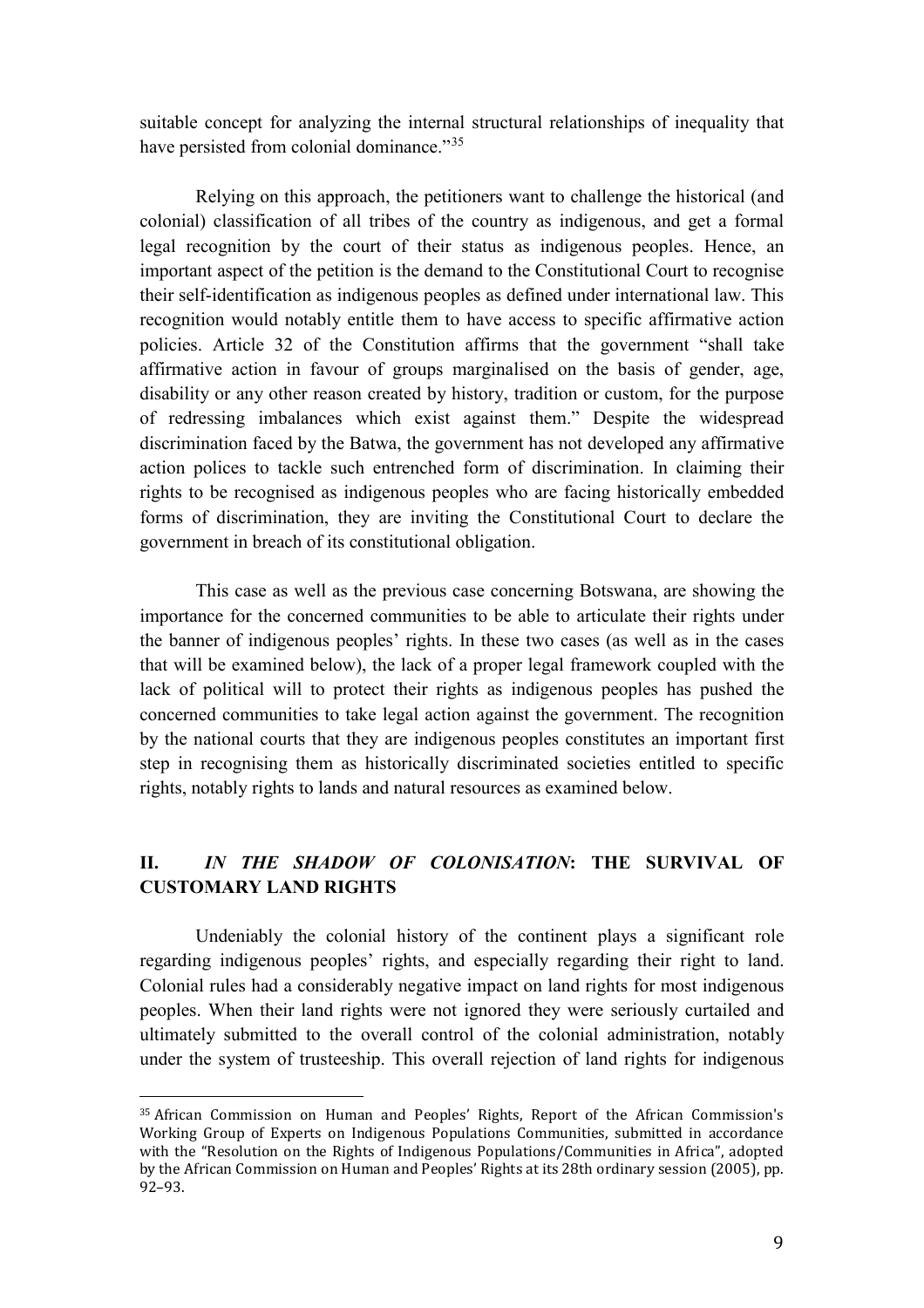suitable concept for analyzing the internal structural relationships of inequality that have persisted from colonial dominance."[35]

Relying on this approach, the petitioners want to challenge the historical (and colonial) classification of all tribes of the country as indigenous, and get a formal legal recognition by the court of their status as indigenous peoples. Hence, an important aspect of the petition is the demand to the Constitutional Court to recognise their self-identification as indigenous peoples as defined under international law. This recognition would notably entitle them to have access to specific affirmative action policies. Article 32 of the Constitution affirms that the government "shall take affirmative action in favour of groups marginalised on the basis of gender, age, disability or any other reason created by history, tradition or custom, for the purpose of redressing imbalances which exist against them." Despite the widespread discrimination faced by the Batwa, the government has not developed any affirmative action polices to tackle such entrenched form of discrimination. In claiming their rights to be recognised as indigenous peoples who are facing historically embedded forms of discrimination, they are inviting the Constitutional Court to declare the government in breach of its constitutional obligation.

This case as well as the previous case concerning Botswana, are showing the importance for the concerned communities to be able to articulate their rights under the banner of indigenous peoples' rights. In these two cases (as well as in the cases that will be examined below), the lack of a proper legal framework coupled with the lack of political will to protect their rights as indigenous peoples has pushed the concerned communities to take legal action against the government. The recognition by the national courts that they are indigenous peoples constitutes an important first step in recognising them as historically discriminated societies entitled to specific rights, notably rights to lands and natural resources as examined below.

## II. *IN THE SHADOW OF COLONISATION*: THE SURVIVAL OF CUSTOMARY LAND RIGHTS

Undeniably the colonial history of the continent plays a significant role regarding indigenous peoples' rights, and especially regarding their right to land. Colonial rules had a considerably negative impact on land rights for most indigenous peoples. When their land rights were not ignored they were seriously curtailed and ultimately submitted to the overall control of the colonial administration, notably under the system of trusteeship. This overall rejection of land rights for indigenous

---

[35] African Commission on Human and Peoples' Rights, Report of the African Commission's Working Group of Experts on Indigenous Populations Communities, submitted in accordance with the "Resolution on the Rights of Indigenous Populations/Communities in Africa", adopted by the African Commission on Human and Peoples' Rights at its 28th ordinary session (2005), pp. 92–93.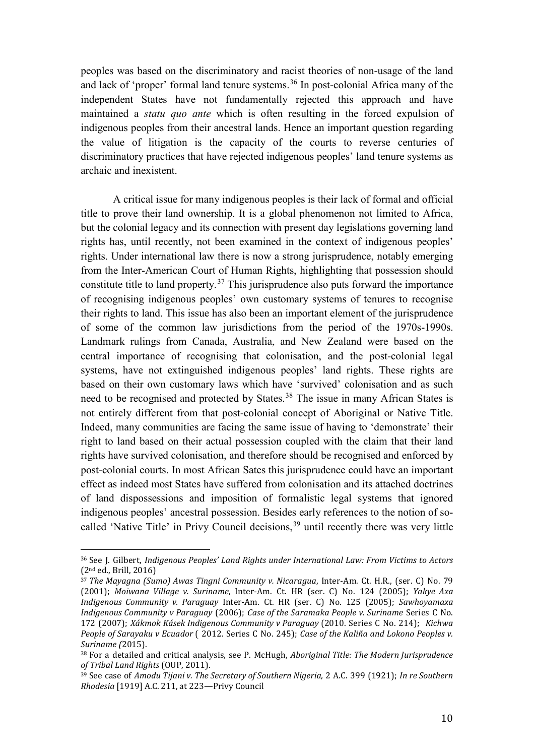peoples was based on the discriminatory and racist theories of non-usage of the land and lack of 'proper' formal land tenure systems.[36] In post-colonial Africa many of the independent States have not fundamentally rejected this approach and have maintained a *statu quo ante* which is often resulting in the forced expulsion of indigenous peoples from their ancestral lands. Hence an important question regarding the value of litigation is the capacity of the courts to reverse centuries of discriminatory practices that have rejected indigenous peoples' land tenure systems as archaic and inexistent.

A critical issue for many indigenous peoples is their lack of formal and official title to prove their land ownership. It is a global phenomenon not limited to Africa, but the colonial legacy and its connection with present day legislations governing land rights has, until recently, not been examined in the context of indigenous peoples' rights. Under international law there is now a strong jurisprudence, notably emerging from the Inter-American Court of Human Rights, highlighting that possession should constitute title to land property.[37] This jurisprudence also puts forward the importance of recognising indigenous peoples' own customary systems of tenures to recognise their rights to land. This issue has also been an important element of the jurisprudence of some of the common law jurisdictions from the period of the 1970s-1990s. Landmark rulings from Canada, Australia, and New Zealand were based on the central importance of recognising that colonisation, and the post-colonial legal systems, have not extinguished indigenous peoples' land rights. These rights are based on their own customary laws which have 'survived' colonisation and as such need to be recognised and protected by States.[38] The issue in many African States is not entirely different from that post-colonial concept of Aboriginal or Native Title. Indeed, many communities are facing the same issue of having to 'demonstrate' their right to land based on their actual possession coupled with the claim that their land rights have survived colonisation, and therefore should be recognised and enforced by post-colonial courts. In most African Sates this jurisprudence could have an important effect as indeed most States have suffered from colonisation and its attached doctrines of land dispossessions and imposition of formalistic legal systems that ignored indigenous peoples' ancestral possession. Besides early references to the notion of so-called 'Native Title' in Privy Council decisions,[39] until recently there was very little

---

[36] See J. Gilbert, *Indigenous Peoples' Land Rights under International Law: From Victims to Actors* (2nd ed., Brill, 2016)

[37] *The Mayagna (Sumo) Awas Tingni Community v. Nicaragua*, Inter-Am. Ct. H.R., (ser. C) No. 79 (2001); *Moiwana Village v. Suriname*, Inter-Am. Ct. HR (ser. C) No. 124 (2005); *Yakye Axa Indigenous Community v. Paraguay* Inter-Am. Ct. HR (ser. C) No. 125 (2005); *Sawhoyamaxa Indigenous Community v Paraguay* (2006); *Case of the Saramaka People v. Suriname* Series C No. 172 (2007); *Xákmok Kásek Indigenous Community v Paraguay* (2010. Series C No. 214); *Kichwa People of Sarayaku v Ecuador* ( 2012. Series C No. 245); *Case of the Kaliña and Lokono Peoples v. Suriname (*2015).

[38] For a detailed and critical analysis, see P. McHugh, *Aboriginal Title: The Modern Jurisprudence of Tribal Land Rights* (OUP, 2011).

[39] See case of *Amodu Tijani v. The Secretary of Southern Nigeria,* 2 A.C. 399 (1921); *In re Southern Rhodesia* [1919] A.C. 211, at 223—Privy Council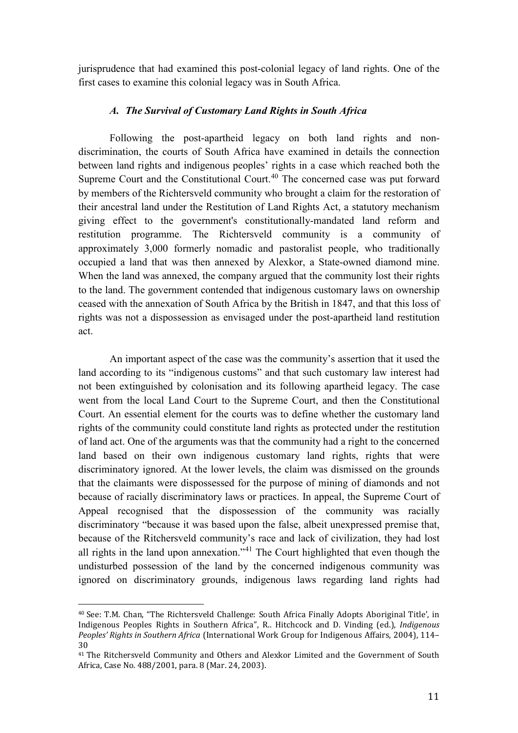jurisprudence that had examined this post-colonial legacy of land rights. One of the first cases to examine this colonial legacy was in South Africa.

### *A. The Survival of Customary Land Rights in South Africa*

Following the post-apartheid legacy on both land rights and non-discrimination, the courts of South Africa have examined in details the connection between land rights and indigenous peoples' rights in a case which reached both the Supreme Court and the Constitutional Court.[40] The concerned case was put forward by members of the Richtersveld community who brought a claim for the restoration of their ancestral land under the Restitution of Land Rights Act, a statutory mechanism giving effect to the government's constitutionally-mandated land reform and restitution programme. The Richtersveld community is a community of approximately 3,000 formerly nomadic and pastoralist people, who traditionally occupied a land that was then annexed by Alexkor, a State-owned diamond mine. When the land was annexed, the company argued that the community lost their rights to the land. The government contended that indigenous customary laws on ownership ceased with the annexation of South Africa by the British in 1847, and that this loss of rights was not a dispossession as envisaged under the post-apartheid land restitution act.

An important aspect of the case was the community's assertion that it used the land according to its "indigenous customs" and that such customary law interest had not been extinguished by colonisation and its following apartheid legacy. The case went from the local Land Court to the Supreme Court, and then the Constitutional Court. An essential element for the courts was to define whether the customary land rights of the community could constitute land rights as protected under the restitution of land act. One of the arguments was that the community had a right to the concerned land based on their own indigenous customary land rights, rights that were discriminatory ignored. At the lower levels, the claim was dismissed on the grounds that the claimants were dispossessed for the purpose of mining of diamonds and not because of racially discriminatory laws or practices. In appeal, the Supreme Court of Appeal recognised that the dispossession of the community was racially discriminatory "because it was based upon the false, albeit unexpressed premise that, because of the Ritchersveld community's race and lack of civilization, they had lost all rights in the land upon annexation."[41] The Court highlighted that even though the undisturbed possession of the land by the concerned indigenous community was ignored on discriminatory grounds, indigenous laws regarding land rights had

---

[40] See: T.M. Chan, "The Richtersveld Challenge: South Africa Finally Adopts Aboriginal Title', in Indigenous Peoples Rights in Southern Africa", R.. Hitchcock and D. Vinding (ed.), *Indigenous Peoples' Rights in Southern Africa* (International Work Group for Indigenous Affairs, 2004), 114–30

[41] The Ritchersveld Community and Others and Alexkor Limited and the Government of South Africa, Case No. 488/2001, para. 8 (Mar. 24, 2003).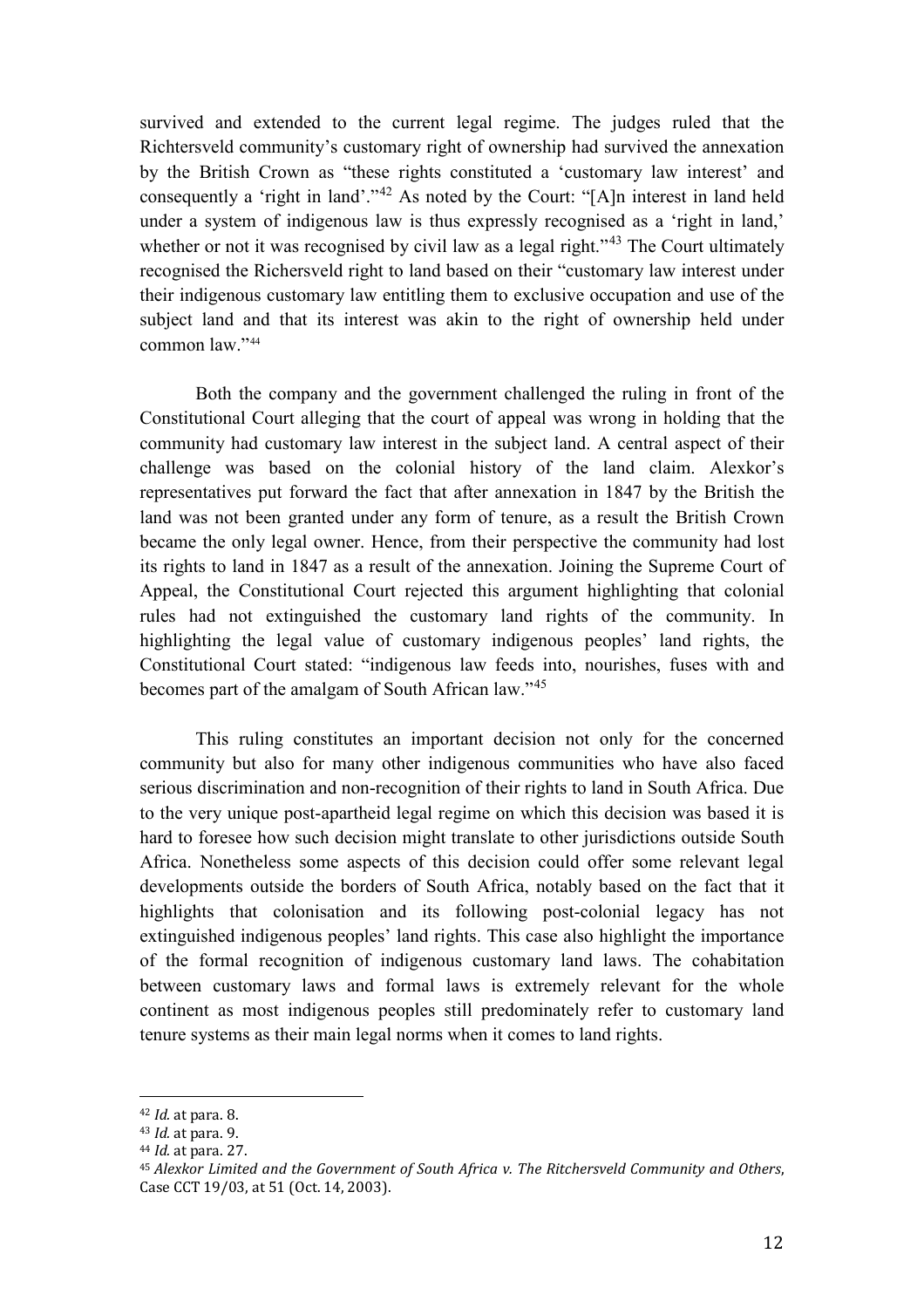survived and extended to the current legal regime. The judges ruled that the Richtersveld community's customary right of ownership had survived the annexation by the British Crown as "these rights constituted a 'customary law interest' and consequently a 'right in land'."[42] As noted by the Court: "[A]n interest in land held under a system of indigenous law is thus expressly recognised as a 'right in land,' whether or not it was recognised by civil law as a legal right."[43] The Court ultimately recognised the Richersveld right to land based on their "customary law interest under their indigenous customary law entitling them to exclusive occupation and use of the subject land and that its interest was akin to the right of ownership held under common law."[44]

Both the company and the government challenged the ruling in front of the Constitutional Court alleging that the court of appeal was wrong in holding that the community had customary law interest in the subject land. A central aspect of their challenge was based on the colonial history of the land claim. Alexkor's representatives put forward the fact that after annexation in 1847 by the British the land was not been granted under any form of tenure, as a result the British Crown became the only legal owner. Hence, from their perspective the community had lost its rights to land in 1847 as a result of the annexation. Joining the Supreme Court of Appeal, the Constitutional Court rejected this argument highlighting that colonial rules had not extinguished the customary land rights of the community. In highlighting the legal value of customary indigenous peoples' land rights, the Constitutional Court stated: "indigenous law feeds into, nourishes, fuses with and becomes part of the amalgam of South African law."[45]

This ruling constitutes an important decision not only for the concerned community but also for many other indigenous communities who have also faced serious discrimination and non-recognition of their rights to land in South Africa. Due to the very unique post-apartheid legal regime on which this decision was based it is hard to foresee how such decision might translate to other jurisdictions outside South Africa. Nonetheless some aspects of this decision could offer some relevant legal developments outside the borders of South Africa, notably based on the fact that it highlights that colonisation and its following post-colonial legacy has not extinguished indigenous peoples' land rights. This case also highlight the importance of the formal recognition of indigenous customary land laws. The cohabitation between customary laws and formal laws is extremely relevant for the whole continent as most indigenous peoples still predominately refer to customary land tenure systems as their main legal norms when it comes to land rights.

---

[42] *Id.* at para. 8.
[43] *Id.* at para. 9.
[44] *Id.* at para. 27.
[45] *Alexkor Limited and the Government of South Africa v. The Ritchersveld Community and Others*, Case CCT 19/03, at 51 (Oct. 14, 2003).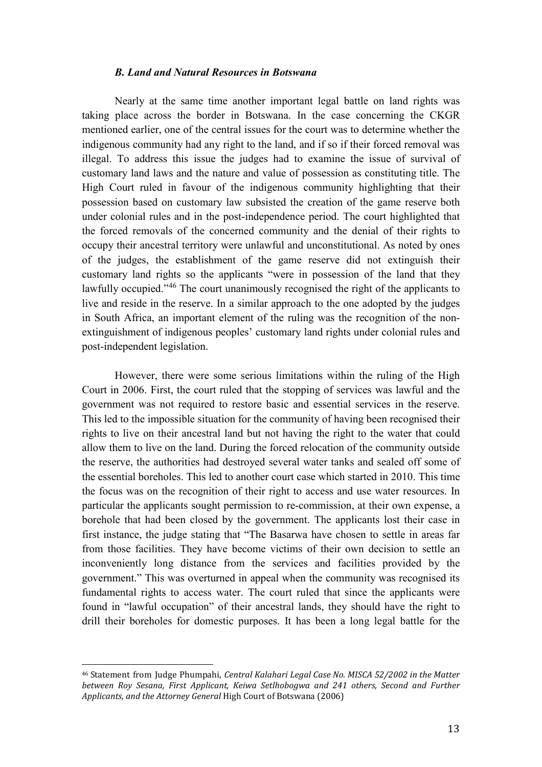### *B. Land and Natural Resources in Botswana*

Nearly at the same time another important legal battle on land rights was taking place across the border in Botswana. In the case concerning the CKGR mentioned earlier, one of the central issues for the court was to determine whether the indigenous community had any right to the land, and if so if their forced removal was illegal. To address this issue the judges had to examine the issue of survival of customary land laws and the nature and value of possession as constituting title. The High Court ruled in favour of the indigenous community highlighting that their possession based on customary law subsisted the creation of the game reserve both under colonial rules and in the post-independence period. The court highlighted that the forced removals of the concerned community and the denial of their rights to occupy their ancestral territory were unlawful and unconstitutional. As noted by ones of the judges, the establishment of the game reserve did not extinguish their customary land rights so the applicants "were in possession of the land that they lawfully occupied."[46] The court unanimously recognised the right of the applicants to live and reside in the reserve. In a similar approach to the one adopted by the judges in South Africa, an important element of the ruling was the recognition of the non-extinguishment of indigenous peoples' customary land rights under colonial rules and post-independent legislation.

However, there were some serious limitations within the ruling of the High Court in 2006. First, the court ruled that the stopping of services was lawful and the government was not required to restore basic and essential services in the reserve. This led to the impossible situation for the community of having been recognised their rights to live on their ancestral land but not having the right to the water that could allow them to live on the land. During the forced relocation of the community outside the reserve, the authorities had destroyed several water tanks and sealed off some of the essential boreholes. This led to another court case which started in 2010. This time the focus was on the recognition of their right to access and use water resources. In particular the applicants sought permission to re-commission, at their own expense, a borehole that had been closed by the government. The applicants lost their case in first instance, the judge stating that "The Basarwa have chosen to settle in areas far from those facilities. They have become victims of their own decision to settle an inconveniently long distance from the services and facilities provided by the government." This was overturned in appeal when the community was recognised its fundamental rights to access water. The court ruled that since the applicants were found in "lawful occupation" of their ancestral lands, they should have the right to drill their boreholes for domestic purposes. It has been a long legal battle for the

---

[46] Statement from Judge Phumpahi, *Central Kalahari Legal Case No. MISCA 52/2002 in the Matter between Roy Sesana, First Applicant, Keiwa Setlhobogwa and 241 others, Second and Further Applicants, and the Attorney General* High Court of Botswana (2006)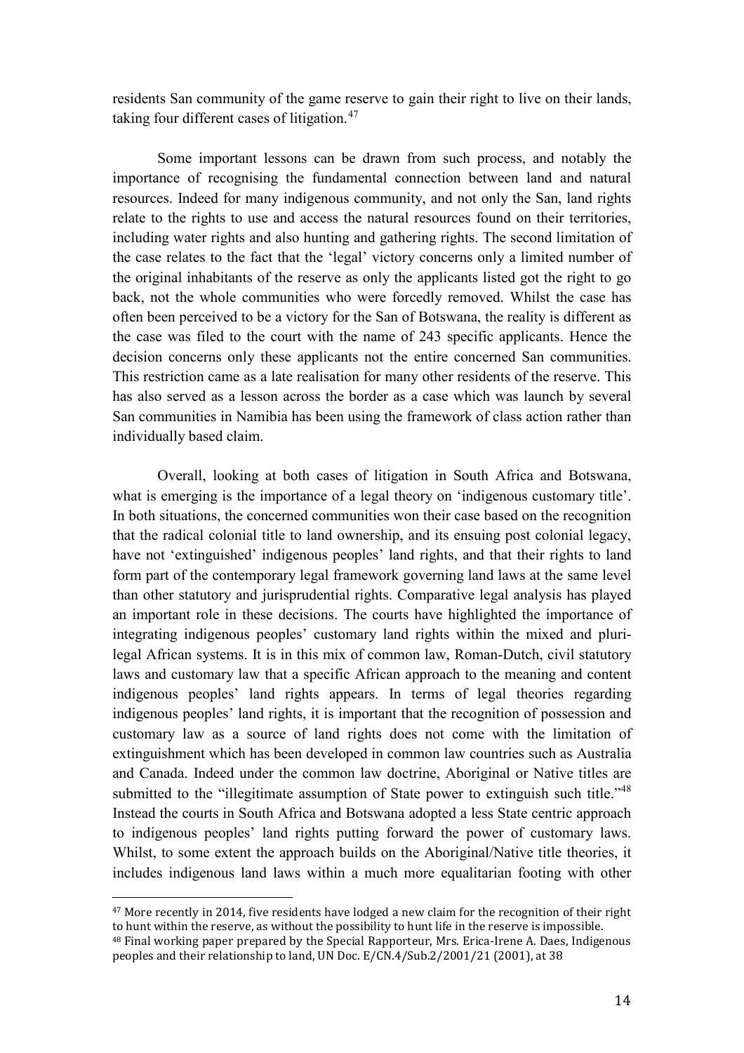residents San community of the game reserve to gain their right to live on their lands, taking four different cases of litigation.[47]

Some important lessons can be drawn from such process, and notably the importance of recognising the fundamental connection between land and natural resources. Indeed for many indigenous community, and not only the San, land rights relate to the rights to use and access the natural resources found on their territories, including water rights and also hunting and gathering rights. The second limitation of the case relates to the fact that the 'legal' victory concerns only a limited number of the original inhabitants of the reserve as only the applicants listed got the right to go back, not the whole communities who were forcedly removed. Whilst the case has often been perceived to be a victory for the San of Botswana, the reality is different as the case was filed to the court with the name of 243 specific applicants. Hence the decision concerns only these applicants not the entire concerned San communities. This restriction came as a late realisation for many other residents of the reserve. This has also served as a lesson across the border as a case which was launch by several San communities in Namibia has been using the framework of class action rather than individually based claim.

Overall, looking at both cases of litigation in South Africa and Botswana, what is emerging is the importance of a legal theory on 'indigenous customary title'. In both situations, the concerned communities won their case based on the recognition that the radical colonial title to land ownership, and its ensuing post colonial legacy, have not 'extinguished' indigenous peoples' land rights, and that their rights to land form part of the contemporary legal framework governing land laws at the same level than other statutory and jurisprudential rights. Comparative legal analysis has played an important role in these decisions. The courts have highlighted the importance of integrating indigenous peoples' customary land rights within the mixed and pluri-legal African systems. It is in this mix of common law, Roman-Dutch, civil statutory laws and customary law that a specific African approach to the meaning and content indigenous peoples' land rights appears. In terms of legal theories regarding indigenous peoples' land rights, it is important that the recognition of possession and customary law as a source of land rights does not come with the limitation of extinguishment which has been developed in common law countries such as Australia and Canada. Indeed under the common law doctrine, Aboriginal or Native titles are submitted to the "illegitimate assumption of State power to extinguish such title."[48] Instead the courts in South Africa and Botswana adopted a less State centric approach to indigenous peoples' land rights putting forward the power of customary laws. Whilst, to some extent the approach builds on the Aboriginal/Native title theories, it includes indigenous land laws within a much more equalitarian footing with other

---

[47] More recently in 2014, five residents have lodged a new claim for the recognition of their right to hunt within the reserve, as without the possibility to hunt life in the reserve is impossible.

[48] Final working paper prepared by the Special Rapporteur, Mrs. Erica-Irene A. Daes, Indigenous peoples and their relationship to land, UN Doc. E/CN.4/Sub.2/2001/21 (2001), at 38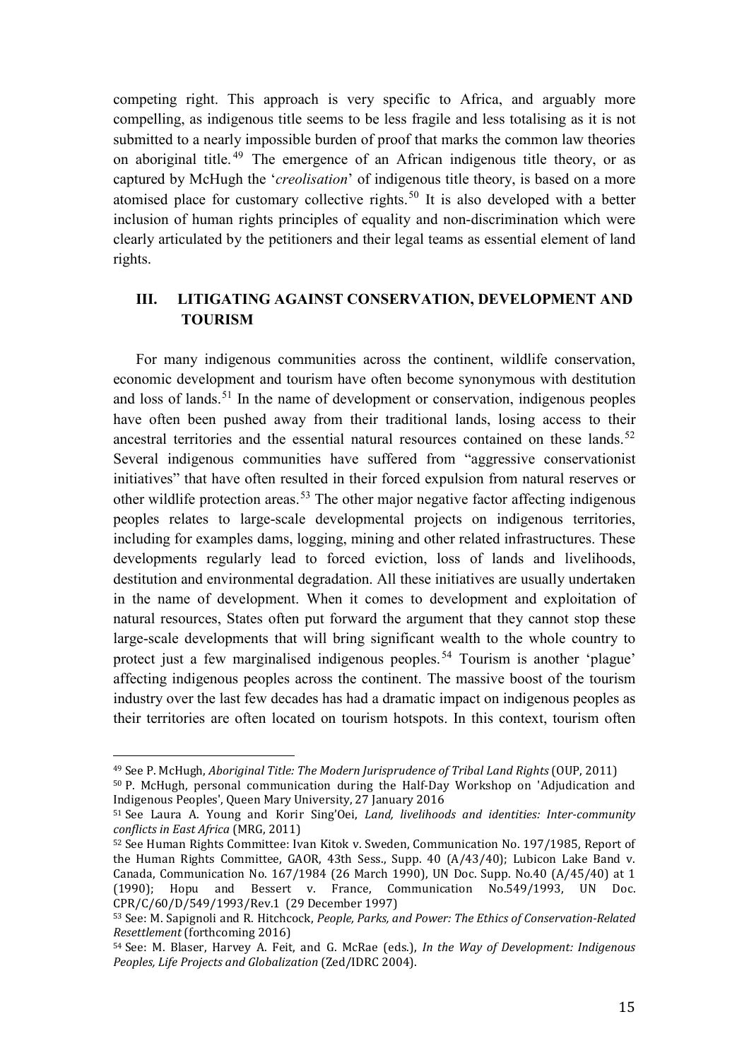competing right. This approach is very specific to Africa, and arguably more compelling, as indigenous title seems to be less fragile and less totalising as it is not submitted to a nearly impossible burden of proof that marks the common law theories on aboriginal title.[49] The emergence of an African indigenous title theory, or as captured by McHugh the '*creolisation*' of indigenous title theory, is based on a more atomised place for customary collective rights.[50] It is also developed with a better inclusion of human rights principles of equality and non-discrimination which were clearly articulated by the petitioners and their legal teams as essential element of land rights.

## III. LITIGATING AGAINST CONSERVATION, DEVELOPMENT AND TOURISM

For many indigenous communities across the continent, wildlife conservation, economic development and tourism have often become synonymous with destitution and loss of lands.[51] In the name of development or conservation, indigenous peoples have often been pushed away from their traditional lands, losing access to their ancestral territories and the essential natural resources contained on these lands.[52] Several indigenous communities have suffered from "aggressive conservationist initiatives" that have often resulted in their forced expulsion from natural reserves or other wildlife protection areas.[53] The other major negative factor affecting indigenous peoples relates to large-scale developmental projects on indigenous territories, including for examples dams, logging, mining and other related infrastructures. These developments regularly lead to forced eviction, loss of lands and livelihoods, destitution and environmental degradation. All these initiatives are usually undertaken in the name of development. When it comes to development and exploitation of natural resources, States often put forward the argument that they cannot stop these large-scale developments that will bring significant wealth to the whole country to protect just a few marginalised indigenous peoples.[54] Tourism is another 'plague' affecting indigenous peoples across the continent. The massive boost of the tourism industry over the last few decades has had a dramatic impact on indigenous peoples as their territories are often located on tourism hotspots. In this context, tourism often

---

[49] See P. McHugh, *Aboriginal Title: The Modern Jurisprudence of Tribal Land Rights* (OUP, 2011)

[50] P. McHugh, personal communication during the Half-Day Workshop on 'Adjudication and Indigenous Peoples', Queen Mary University, 27 January 2016

[51] See Laura A. Young and Korir Sing'Oei, *Land, livelihoods and identities: Inter-community conflicts in East Africa* (MRG, 2011)

[52] See Human Rights Committee: Ivan Kitok v. Sweden, Communication No. 197/1985, Report of the Human Rights Committee, GAOR, 43th Sess., Supp. 40 (A/43/40); Lubicon Lake Band v. Canada, Communication No. 167/1984 (26 March 1990), UN Doc. Supp. No.40 (A/45/40) at 1 (1990); Hopu and Bessert v. France, Communication No.549/1993, UN Doc. CPR/C/60/D/549/1993/Rev.1 (29 December 1997)

[53] See: M. Sapignoli and R. Hitchcock, *People, Parks, and Power: The Ethics of Conservation-Related Resettlement* (forthcoming 2016)

[54] See: M. Blaser, Harvey A. Feit, and G. McRae (eds.), *In the Way of Development: Indigenous Peoples, Life Projects and Globalization* (Zed/IDRC 2004).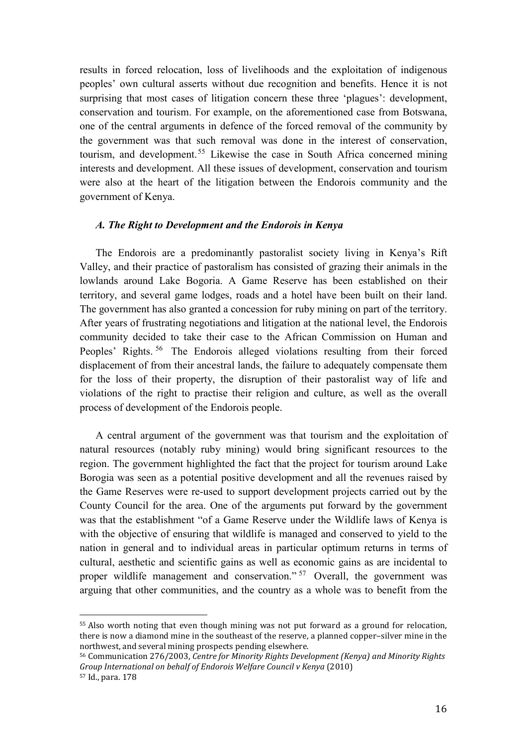results in forced relocation, loss of livelihoods and the exploitation of indigenous peoples' own cultural asserts without due recognition and benefits. Hence it is not surprising that most cases of litigation concern these three 'plagues': development, conservation and tourism. For example, on the aforementioned case from Botswana, one of the central arguments in defence of the forced removal of the community by the government was that such removal was done in the interest of conservation, tourism, and development.[55] Likewise the case in South Africa concerned mining interests and development. All these issues of development, conservation and tourism were also at the heart of the litigation between the Endorois community and the government of Kenya.

### *A. The Right to Development and the Endorois in Kenya*

The Endorois are a predominantly pastoralist society living in Kenya's Rift Valley, and their practice of pastoralism has consisted of grazing their animals in the lowlands around Lake Bogoria. A Game Reserve has been established on their territory, and several game lodges, roads and a hotel have been built on their land. The government has also granted a concession for ruby mining on part of the territory. After years of frustrating negotiations and litigation at the national level, the Endorois community decided to take their case to the African Commission on Human and Peoples' Rights.[56] The Endorois alleged violations resulting from their forced displacement of from their ancestral lands, the failure to adequately compensate them for the loss of their property, the disruption of their pastoralist way of life and violations of the right to practise their religion and culture, as well as the overall process of development of the Endorois people.

A central argument of the government was that tourism and the exploitation of natural resources (notably ruby mining) would bring significant resources to the region. The government highlighted the fact that the project for tourism around Lake Borogia was seen as a potential positive development and all the revenues raised by the Game Reserves were re-used to support development projects carried out by the County Council for the area. One of the arguments put forward by the government was that the establishment "of a Game Reserve under the Wildlife laws of Kenya is with the objective of ensuring that wildlife is managed and conserved to yield to the nation in general and to individual areas in particular optimum returns in terms of cultural, aesthetic and scientific gains as well as economic gains as are incidental to proper wildlife management and conservation."[57] Overall, the government was arguing that other communities, and the country as a whole was to benefit from the

---

[55] Also worth noting that even though mining was not put forward as a ground for relocation, there is now a diamond mine in the southeast of the reserve, a planned copper–silver mine in the northwest, and several mining prospects pending elsewhere.

[56] Communication 276/2003, *Centre for Minority Rights Development (Kenya) and Minority Rights Group International on behalf of Endorois Welfare Council v Kenya* (2010)

[57] Id., para. 178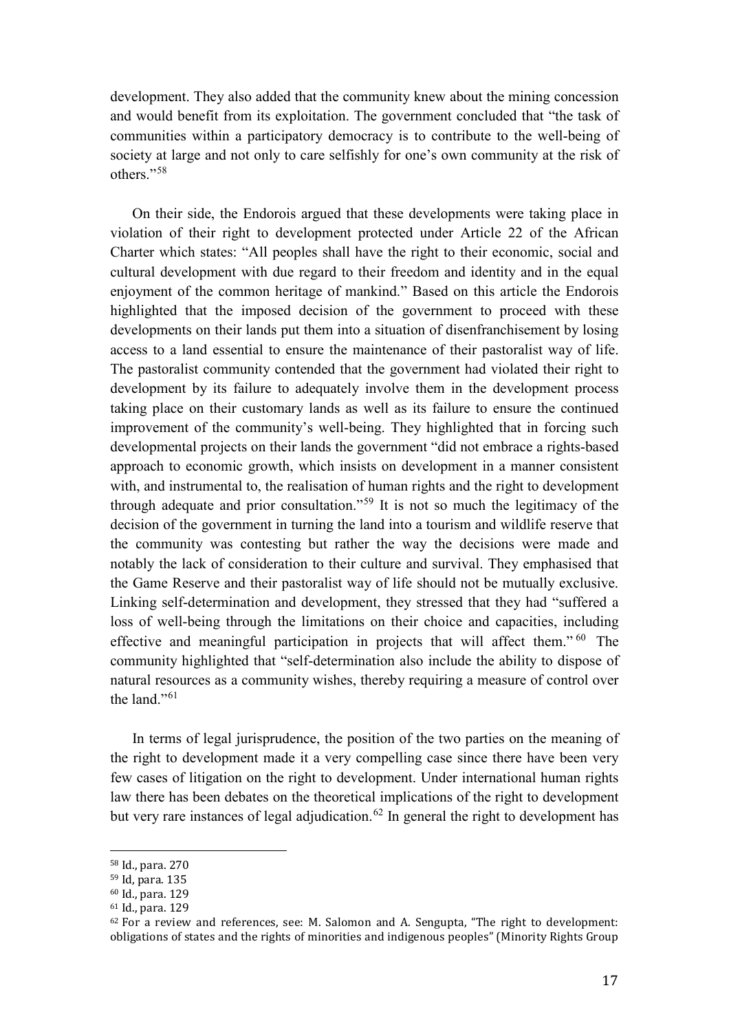development. They also added that the community knew about the mining concession and would benefit from its exploitation. The government concluded that "the task of communities within a participatory democracy is to contribute to the well-being of society at large and not only to care selfishly for one's own community at the risk of others."[58]

On their side, the Endorois argued that these developments were taking place in violation of their right to development protected under Article 22 of the African Charter which states: "All peoples shall have the right to their economic, social and cultural development with due regard to their freedom and identity and in the equal enjoyment of the common heritage of mankind." Based on this article the Endorois highlighted that the imposed decision of the government to proceed with these developments on their lands put them into a situation of disenfranchisement by losing access to a land essential to ensure the maintenance of their pastoralist way of life. The pastoralist community contended that the government had violated their right to development by its failure to adequately involve them in the development process taking place on their customary lands as well as its failure to ensure the continued improvement of the community's well-being. They highlighted that in forcing such developmental projects on their lands the government "did not embrace a rights-based approach to economic growth, which insists on development in a manner consistent with, and instrumental to, the realisation of human rights and the right to development through adequate and prior consultation."[59] It is not so much the legitimacy of the decision of the government in turning the land into a tourism and wildlife reserve that the community was contesting but rather the way the decisions were made and notably the lack of consideration to their culture and survival. They emphasised that the Game Reserve and their pastoralist way of life should not be mutually exclusive. Linking self-determination and development, they stressed that they had "suffered a loss of well-being through the limitations on their choice and capacities, including effective and meaningful participation in projects that will affect them."[60] The community highlighted that "self-determination also include the ability to dispose of natural resources as a community wishes, thereby requiring a measure of control over the land."[61]

In terms of legal jurisprudence, the position of the two parties on the meaning of the right to development made it a very compelling case since there have been very few cases of litigation on the right to development. Under international human rights law there has been debates on the theoretical implications of the right to development but very rare instances of legal adjudication.[62] In general the right to development has

---

[58] Id., para. 270

[59] Id, para. 135

[60] Id., para. 129

[61] Id., para. 129

[62] For a review and references, see: M. Salomon and A. Sengupta, "The right to development: obligations of states and the rights of minorities and indigenous peoples" (Minority Rights Group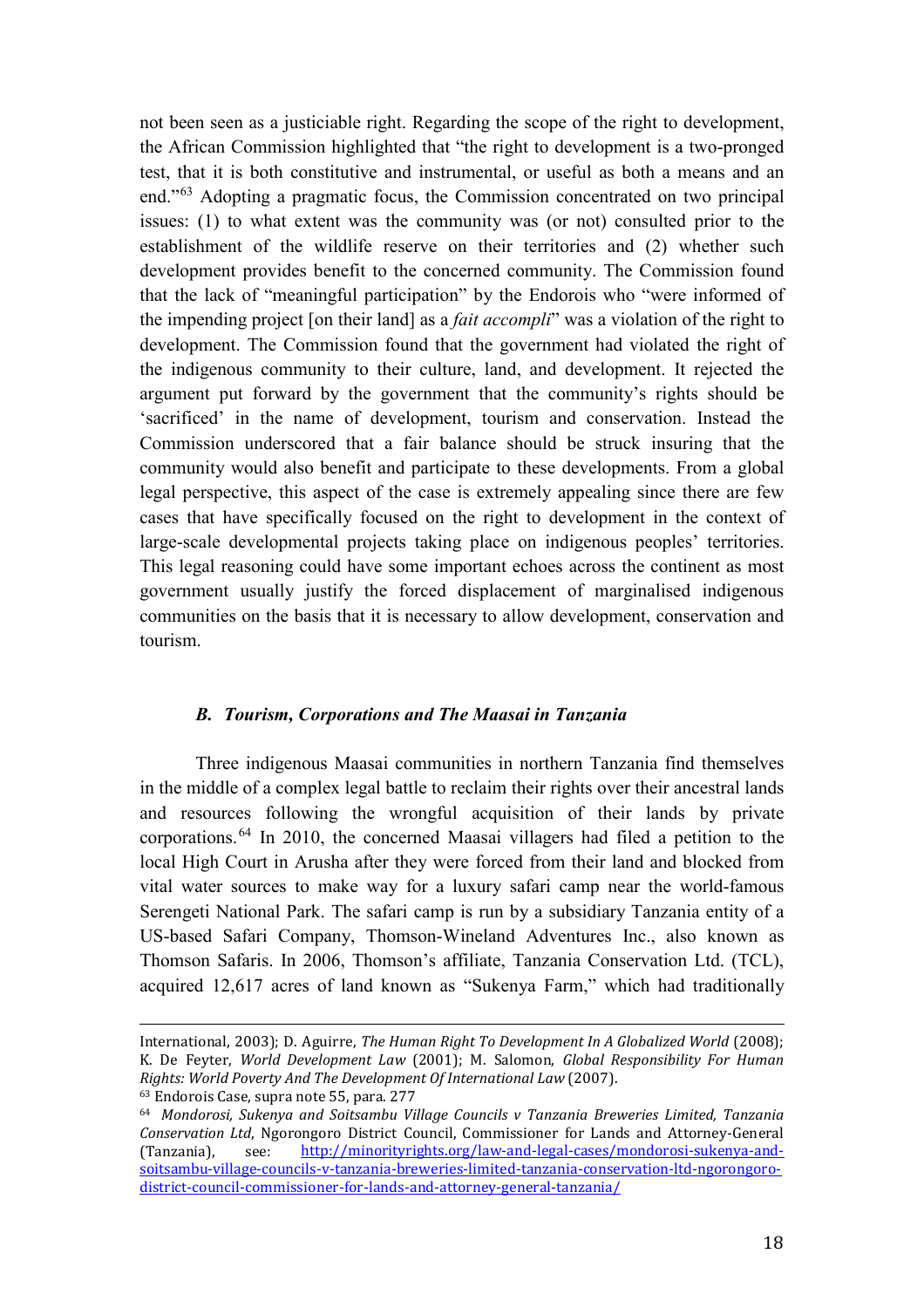not been seen as a justiciable right. Regarding the scope of the right to development, the African Commission highlighted that "the right to development is a two-pronged test, that it is both constitutive and instrumental, or useful as both a means and an end."[63] Adopting a pragmatic focus, the Commission concentrated on two principal issues: (1) to what extent was the community was (or not) consulted prior to the establishment of the wildlife reserve on their territories and (2) whether such development provides benefit to the concerned community. The Commission found that the lack of "meaningful participation" by the Endorois who "were informed of the impending project [on their land] as a *fait accompli*" was a violation of the right to development. The Commission found that the government had violated the right of the indigenous community to their culture, land, and development. It rejected the argument put forward by the government that the community's rights should be 'sacrificed' in the name of development, tourism and conservation. Instead the Commission underscored that a fair balance should be struck insuring that the community would also benefit and participate to these developments. From a global legal perspective, this aspect of the case is extremely appealing since there are few cases that have specifically focused on the right to development in the context of large-scale developmental projects taking place on indigenous peoples' territories. This legal reasoning could have some important echoes across the continent as most government usually justify the forced displacement of marginalised indigenous communities on the basis that it is necessary to allow development, conservation and tourism.

### *B. Tourism, Corporations and The Maasai in Tanzania*

Three indigenous Maasai communities in northern Tanzania find themselves in the middle of a complex legal battle to reclaim their rights over their ancestral lands and resources following the wrongful acquisition of their lands by private corporations.[64] In 2010, the concerned Maasai villagers had filed a petition to the local High Court in Arusha after they were forced from their land and blocked from vital water sources to make way for a luxury safari camp near the world-famous Serengeti National Park. The safari camp is run by a subsidiary Tanzania entity of a US-based Safari Company, Thomson-Wineland Adventures Inc., also known as Thomson Safaris. In 2006, Thomson's affiliate, Tanzania Conservation Ltd. (TCL), acquired 12,617 acres of land known as "Sukenya Farm," which had traditionally

---

International, 2003); D. Aguirre, *The Human Right To Development In A Globalized World* (2008); K. De Feyter, *World Development Law* (2001); M. Salomon, *Global Responsibility For Human Rights: World Poverty And The Development Of International Law* (2007).

[63] Endorois Case, supra note 55, para. 277

[64] *Mondorosi, Sukenya and Soitsambu Village Councils v Tanzania Breweries Limited, Tanzania Conservation Ltd*, Ngorongoro District Council, Commissioner for Lands and Attorney-General (Tanzania), see: http://minorityrights.org/law-and-legal-cases/mondorosi-sukenya-and-soitsambu-village-councils-v-tanzania-breweries-limited-tanzania-conservation-ltd-ngorongoro-district-council-commissioner-for-lands-and-attorney-general-tanzania/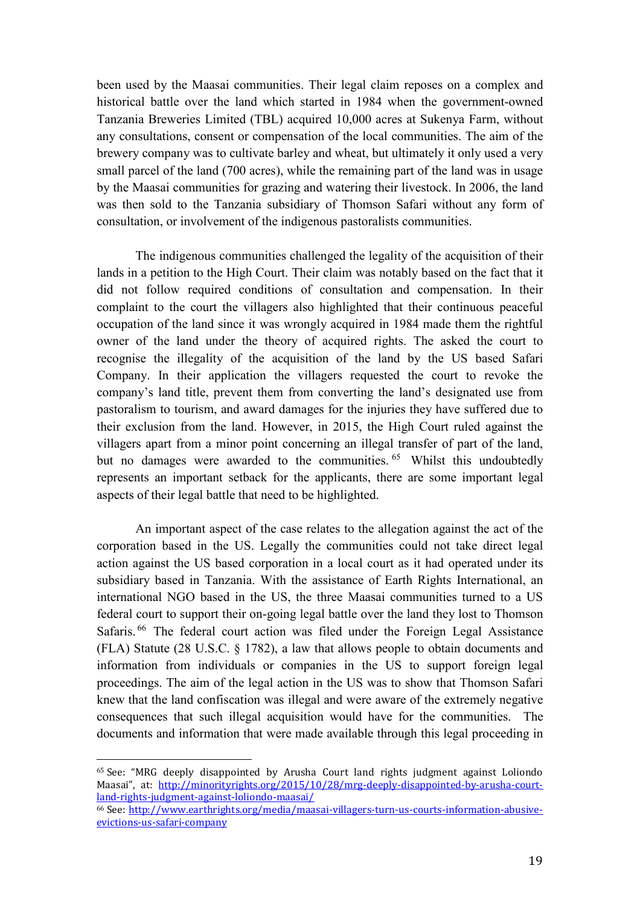been used by the Maasai communities. Their legal claim reposes on a complex and historical battle over the land which started in 1984 when the government-owned Tanzania Breweries Limited (TBL) acquired 10,000 acres at Sukenya Farm, without any consultations, consent or compensation of the local communities. The aim of the brewery company was to cultivate barley and wheat, but ultimately it only used a very small parcel of the land (700 acres), while the remaining part of the land was in usage by the Maasai communities for grazing and watering their livestock. In 2006, the land was then sold to the Tanzania subsidiary of Thomson Safari without any form of consultation, or involvement of the indigenous pastoralists communities.

The indigenous communities challenged the legality of the acquisition of their lands in a petition to the High Court. Their claim was notably based on the fact that it did not follow required conditions of consultation and compensation. In their complaint to the court the villagers also highlighted that their continuous peaceful occupation of the land since it was wrongly acquired in 1984 made them the rightful owner of the land under the theory of acquired rights. The asked the court to recognise the illegality of the acquisition of the land by the US based Safari Company. In their application the villagers requested the court to revoke the company's land title, prevent them from converting the land's designated use from pastoralism to tourism, and award damages for the injuries they have suffered due to their exclusion from the land. However, in 2015, the High Court ruled against the villagers apart from a minor point concerning an illegal transfer of part of the land, but no damages were awarded to the communities.[65] Whilst this undoubtedly represents an important setback for the applicants, there are some important legal aspects of their legal battle that need to be highlighted.

An important aspect of the case relates to the allegation against the act of the corporation based in the US. Legally the communities could not take direct legal action against the US based corporation in a local court as it had operated under its subsidiary based in Tanzania. With the assistance of Earth Rights International, an international NGO based in the US, the three Maasai communities turned to a US federal court to support their on-going legal battle over the land they lost to Thomson Safaris.[66] The federal court action was filed under the Foreign Legal Assistance (FLA) Statute (28 U.S.C. § 1782), a law that allows people to obtain documents and information from individuals or companies in the US to support foreign legal proceedings. The aim of the legal action in the US was to show that Thomson Safari knew that the land confiscation was illegal and were aware of the extremely negative consequences that such illegal acquisition would have for the communities. The documents and information that were made available through this legal proceeding in

---

[65] See: "MRG deeply disappointed by Arusha Court land rights judgment against Loliondo Maasai", at: http://minorityrights.org/2015/10/28/mrg-deeply-disappointed-by-arusha-court-land-rights-judgment-against-loliondo-maasai/

[66] See: http://www.earthrights.org/media/maasai-villagers-turn-us-courts-information-abusive-evictions-us-safari-company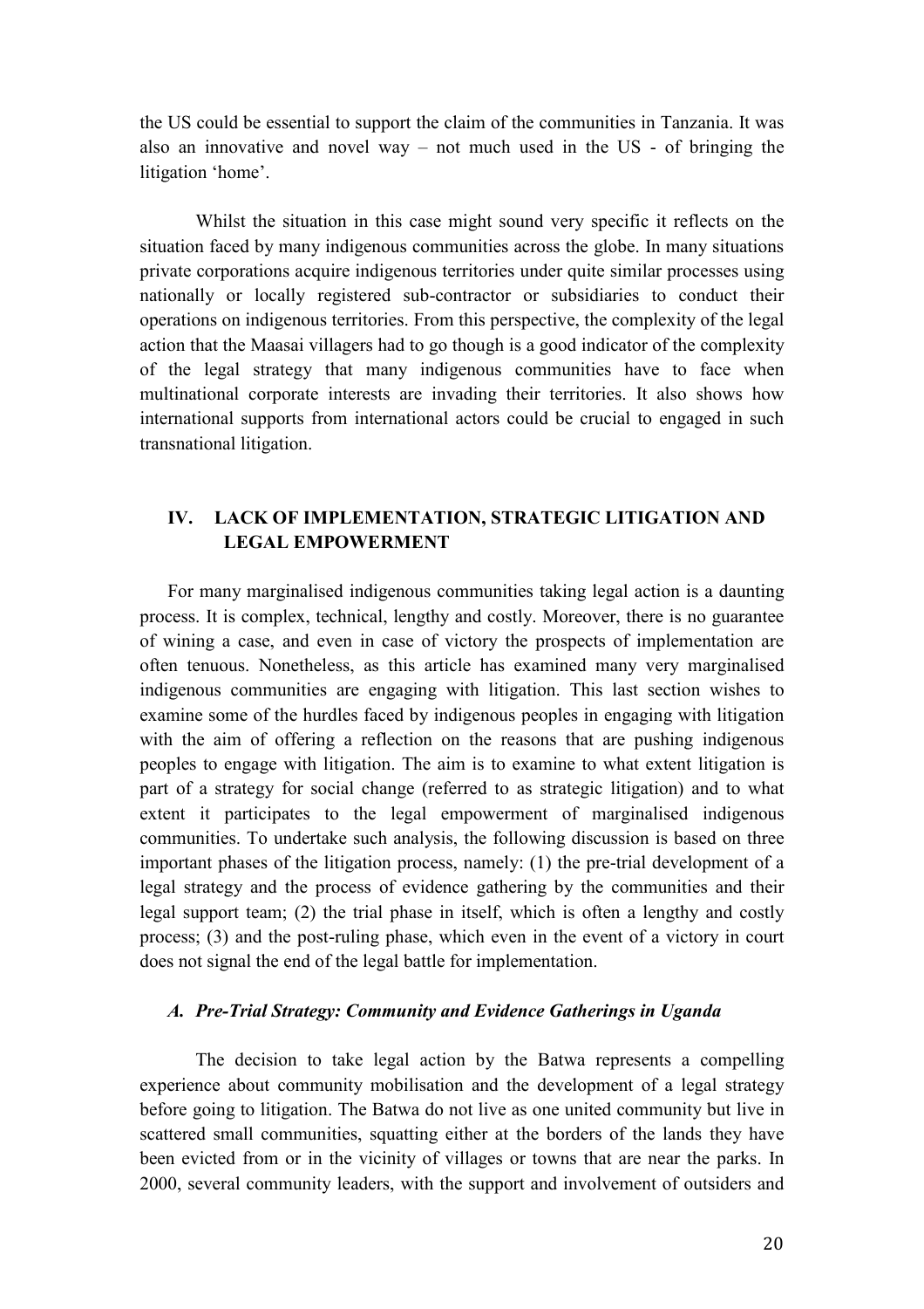the US could be essential to support the claim of the communities in Tanzania. It was also an innovative and novel way – not much used in the US - of bringing the litigation 'home'.

Whilst the situation in this case might sound very specific it reflects on the situation faced by many indigenous communities across the globe. In many situations private corporations acquire indigenous territories under quite similar processes using nationally or locally registered sub-contractor or subsidiaries to conduct their operations on indigenous territories. From this perspective, the complexity of the legal action that the Maasai villagers had to go though is a good indicator of the complexity of the legal strategy that many indigenous communities have to face when multinational corporate interests are invading their territories. It also shows how international supports from international actors could be crucial to engaged in such transnational litigation.

## IV. LACK OF IMPLEMENTATION, STRATEGIC LITIGATION AND LEGAL EMPOWERMENT

For many marginalised indigenous communities taking legal action is a daunting process. It is complex, technical, lengthy and costly. Moreover, there is no guarantee of wining a case, and even in case of victory the prospects of implementation are often tenuous. Nonetheless, as this article has examined many very marginalised indigenous communities are engaging with litigation. This last section wishes to examine some of the hurdles faced by indigenous peoples in engaging with litigation with the aim of offering a reflection on the reasons that are pushing indigenous peoples to engage with litigation. The aim is to examine to what extent litigation is part of a strategy for social change (referred to as strategic litigation) and to what extent it participates to the legal empowerment of marginalised indigenous communities. To undertake such analysis, the following discussion is based on three important phases of the litigation process, namely: (1) the pre-trial development of a legal strategy and the process of evidence gathering by the communities and their legal support team; (2) the trial phase in itself, which is often a lengthy and costly process; (3) and the post-ruling phase, which even in the event of a victory in court does not signal the end of the legal battle for implementation.

### *A. Pre-Trial Strategy: Community and Evidence Gatherings in Uganda*

The decision to take legal action by the Batwa represents a compelling experience about community mobilisation and the development of a legal strategy before going to litigation. The Batwa do not live as one united community but live in scattered small communities, squatting either at the borders of the lands they have been evicted from or in the vicinity of villages or towns that are near the parks. In 2000, several community leaders, with the support and involvement of outsiders and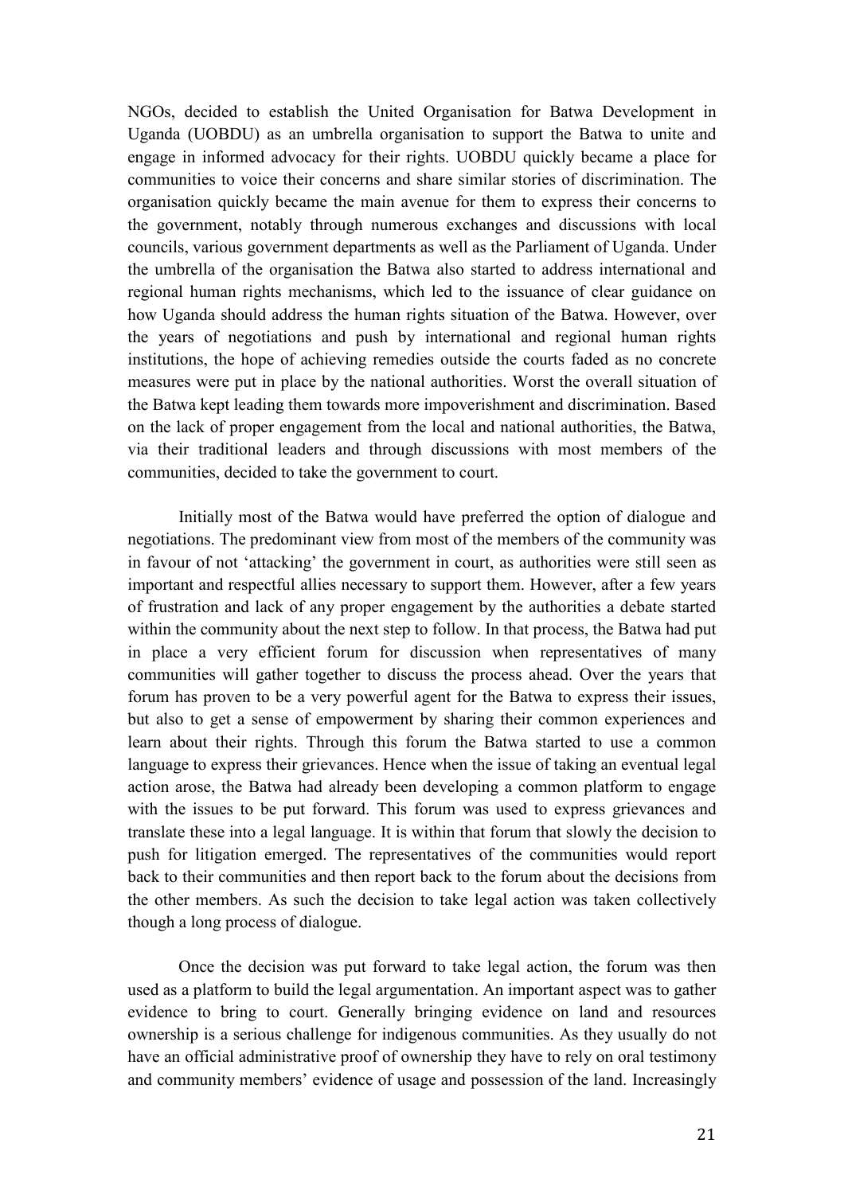NGOs, decided to establish the United Organisation for Batwa Development in Uganda (UOBDU) as an umbrella organisation to support the Batwa to unite and engage in informed advocacy for their rights. UOBDU quickly became a place for communities to voice their concerns and share similar stories of discrimination. The organisation quickly became the main avenue for them to express their concerns to the government, notably through numerous exchanges and discussions with local councils, various government departments as well as the Parliament of Uganda. Under the umbrella of the organisation the Batwa also started to address international and regional human rights mechanisms, which led to the issuance of clear guidance on how Uganda should address the human rights situation of the Batwa. However, over the years of negotiations and push by international and regional human rights institutions, the hope of achieving remedies outside the courts faded as no concrete measures were put in place by the national authorities. Worst the overall situation of the Batwa kept leading them towards more impoverishment and discrimination. Based on the lack of proper engagement from the local and national authorities, the Batwa, via their traditional leaders and through discussions with most members of the communities, decided to take the government to court.

Initially most of the Batwa would have preferred the option of dialogue and negotiations. The predominant view from most of the members of the community was in favour of not 'attacking' the government in court, as authorities were still seen as important and respectful allies necessary to support them. However, after a few years of frustration and lack of any proper engagement by the authorities a debate started within the community about the next step to follow. In that process, the Batwa had put in place a very efficient forum for discussion when representatives of many communities will gather together to discuss the process ahead. Over the years that forum has proven to be a very powerful agent for the Batwa to express their issues, but also to get a sense of empowerment by sharing their common experiences and learn about their rights. Through this forum the Batwa started to use a common language to express their grievances. Hence when the issue of taking an eventual legal action arose, the Batwa had already been developing a common platform to engage with the issues to be put forward. This forum was used to express grievances and translate these into a legal language. It is within that forum that slowly the decision to push for litigation emerged. The representatives of the communities would report back to their communities and then report back to the forum about the decisions from the other members. As such the decision to take legal action was taken collectively though a long process of dialogue.

Once the decision was put forward to take legal action, the forum was then used as a platform to build the legal argumentation. An important aspect was to gather evidence to bring to court. Generally bringing evidence on land and resources ownership is a serious challenge for indigenous communities. As they usually do not have an official administrative proof of ownership they have to rely on oral testimony and community members' evidence of usage and possession of the land. Increasingly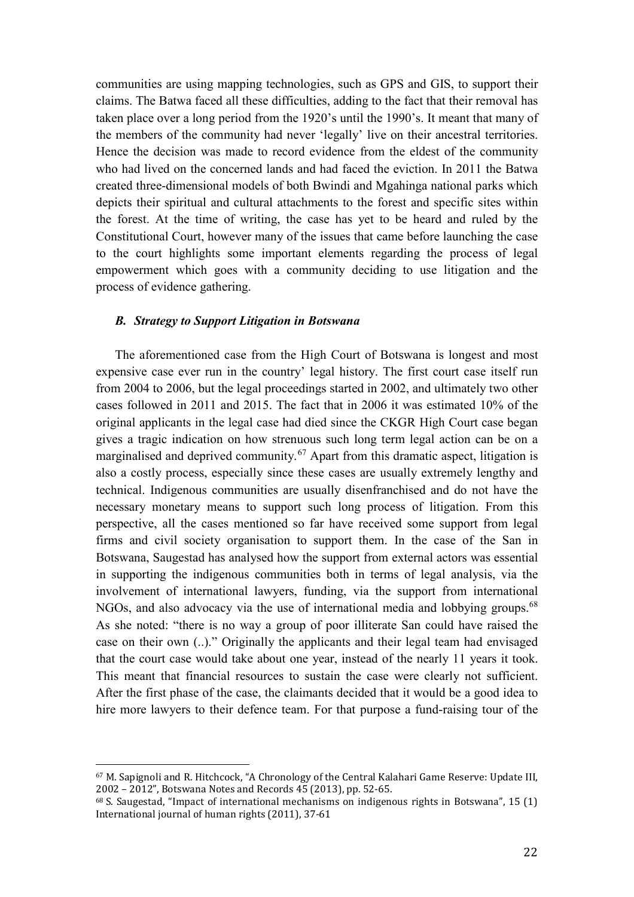communities are using mapping technologies, such as GPS and GIS, to support their claims. The Batwa faced all these difficulties, adding to the fact that their removal has taken place over a long period from the 1920's until the 1990's. It meant that many of the members of the community had never 'legally' live on their ancestral territories. Hence the decision was made to record evidence from the eldest of the community who had lived on the concerned lands and had faced the eviction. In 2011 the Batwa created three-dimensional models of both Bwindi and Mgahinga national parks which depicts their spiritual and cultural attachments to the forest and specific sites within the forest. At the time of writing, the case has yet to be heard and ruled by the Constitutional Court, however many of the issues that came before launching the case to the court highlights some important elements regarding the process of legal empowerment which goes with a community deciding to use litigation and the process of evidence gathering.

### *B. Strategy to Support Litigation in Botswana*

The aforementioned case from the High Court of Botswana is longest and most expensive case ever run in the country' legal history. The first court case itself run from 2004 to 2006, but the legal proceedings started in 2002, and ultimately two other cases followed in 2011 and 2015. The fact that in 2006 it was estimated 10% of the original applicants in the legal case had died since the CKGR High Court case began gives a tragic indication on how strenuous such long term legal action can be on a marginalised and deprived community.[67] Apart from this dramatic aspect, litigation is also a costly process, especially since these cases are usually extremely lengthy and technical. Indigenous communities are usually disenfranchised and do not have the necessary monetary means to support such long process of litigation. From this perspective, all the cases mentioned so far have received some support from legal firms and civil society organisation to support them. In the case of the San in Botswana, Saugestad has analysed how the support from external actors was essential in supporting the indigenous communities both in terms of legal analysis, via the involvement of international lawyers, funding, via the support from international NGOs, and also advocacy via the use of international media and lobbying groups.[68] As she noted: "there is no way a group of poor illiterate San could have raised the case on their own (..)." Originally the applicants and their legal team had envisaged that the court case would take about one year, instead of the nearly 11 years it took. This meant that financial resources to sustain the case were clearly not sufficient. After the first phase of the case, the claimants decided that it would be a good idea to hire more lawyers to their defence team. For that purpose a fund-raising tour of the

---

[67] M. Sapignoli and R. Hitchcock, "A Chronology of the Central Kalahari Game Reserve: Update III, 2002 – 2012", Botswana Notes and Records 45 (2013), pp. 52-65.

[68] S. Saugestad, "Impact of international mechanisms on indigenous rights in Botswana", 15 (1) International journal of human rights (2011), 37-61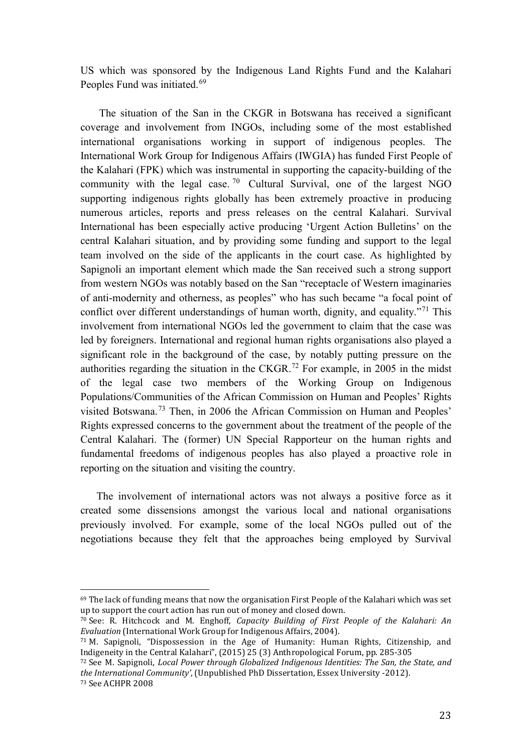US which was sponsored by the Indigenous Land Rights Fund and the Kalahari Peoples Fund was initiated.[69]

The situation of the San in the CKGR in Botswana has received a significant coverage and involvement from INGOs, including some of the most established international organisations working in support of indigenous peoples. The International Work Group for Indigenous Affairs (IWGIA) has funded First People of the Kalahari (FPK) which was instrumental in supporting the capacity-building of the community with the legal case.[70] Cultural Survival, one of the largest NGO supporting indigenous rights globally has been extremely proactive in producing numerous articles, reports and press releases on the central Kalahari. Survival International has been especially active producing 'Urgent Action Bulletins' on the central Kalahari situation, and by providing some funding and support to the legal team involved on the side of the applicants in the court case. As highlighted by Sapignoli an important element which made the San received such a strong support from western NGOs was notably based on the San "receptacle of Western imaginaries of anti-modernity and otherness, as peoples" who has such became "a focal point of conflict over different understandings of human worth, dignity, and equality."[71] This involvement from international NGOs led the government to claim that the case was led by foreigners. International and regional human rights organisations also played a significant role in the background of the case, by notably putting pressure on the authorities regarding the situation in the CKGR.[72] For example, in 2005 in the midst of the legal case two members of the Working Group on Indigenous Populations/Communities of the African Commission on Human and Peoples' Rights visited Botswana.[73] Then, in 2006 the African Commission on Human and Peoples' Rights expressed concerns to the government about the treatment of the people of the Central Kalahari. The (former) UN Special Rapporteur on the human rights and fundamental freedoms of indigenous peoples has also played a proactive role in reporting on the situation and visiting the country.

The involvement of international actors was not always a positive force as it created some dissensions amongst the various local and national organisations previously involved. For example, some of the local NGOs pulled out of the negotiations because they felt that the approaches being employed by Survival

---

[69] The lack of funding means that now the organisation First People of the Kalahari which was set up to support the court action has run out of money and closed down.

[70] See: R. Hitchcock and M. Enghoff, *Capacity Building of First People of the Kalahari: An Evaluation* (International Work Group for Indigenous Affairs, 2004).

[71] M. Sapignoli, "Dispossession in the Age of Humanity: Human Rights, Citizenship, and Indigeneity in the Central Kalahari", (2015) 25 (3) Anthropological Forum, pp. 285-305

[72] See M. Sapignoli, *Local Power through Globalized Indigenous Identities: The San, the State, and the International Community'*, (Unpublished PhD Dissertation, Essex University -2012).

[73] See ACHPR 2008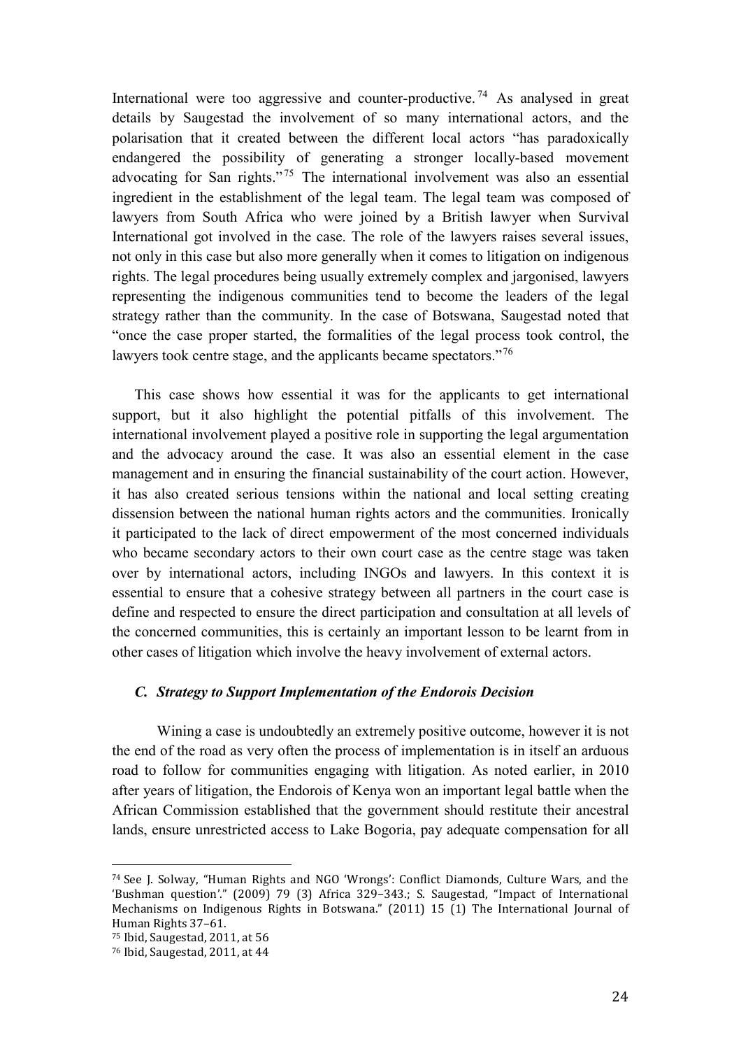International were too aggressive and counter-productive.[74] As analysed in great details by Saugestad the involvement of so many international actors, and the polarisation that it created between the different local actors "has paradoxically endangered the possibility of generating a stronger locally-based movement advocating for San rights."[75] The international involvement was also an essential ingredient in the establishment of the legal team. The legal team was composed of lawyers from South Africa who were joined by a British lawyer when Survival International got involved in the case. The role of the lawyers raises several issues, not only in this case but also more generally when it comes to litigation on indigenous rights. The legal procedures being usually extremely complex and jargonised, lawyers representing the indigenous communities tend to become the leaders of the legal strategy rather than the community. In the case of Botswana, Saugestad noted that "once the case proper started, the formalities of the legal process took control, the lawyers took centre stage, and the applicants became spectators."[76]

This case shows how essential it was for the applicants to get international support, but it also highlight the potential pitfalls of this involvement. The international involvement played a positive role in supporting the legal argumentation and the advocacy around the case. It was also an essential element in the case management and in ensuring the financial sustainability of the court action. However, it has also created serious tensions within the national and local setting creating dissension between the national human rights actors and the communities. Ironically it participated to the lack of direct empowerment of the most concerned individuals who became secondary actors to their own court case as the centre stage was taken over by international actors, including INGOs and lawyers. In this context it is essential to ensure that a cohesive strategy between all partners in the court case is define and respected to ensure the direct participation and consultation at all levels of the concerned communities, this is certainly an important lesson to be learnt from in other cases of litigation which involve the heavy involvement of external actors.

### *C. Strategy to Support Implementation of the Endorois Decision*

Wining a case is undoubtedly an extremely positive outcome, however it is not the end of the road as very often the process of implementation is in itself an arduous road to follow for communities engaging with litigation. As noted earlier, in 2010 after years of litigation, the Endorois of Kenya won an important legal battle when the African Commission established that the government should restitute their ancestral lands, ensure unrestricted access to Lake Bogoria, pay adequate compensation for all

---

[74] See J. Solway, "Human Rights and NGO 'Wrongs': Conflict Diamonds, Culture Wars, and the 'Bushman question'." (2009) 79 (3) Africa 329–343.; S. Saugestad, "Impact of International Mechanisms on Indigenous Rights in Botswana." (2011) 15 (1) The International Journal of Human Rights 37–61.

[75] Ibid, Saugestad, 2011, at 56

[76] Ibid, Saugestad, 2011, at 44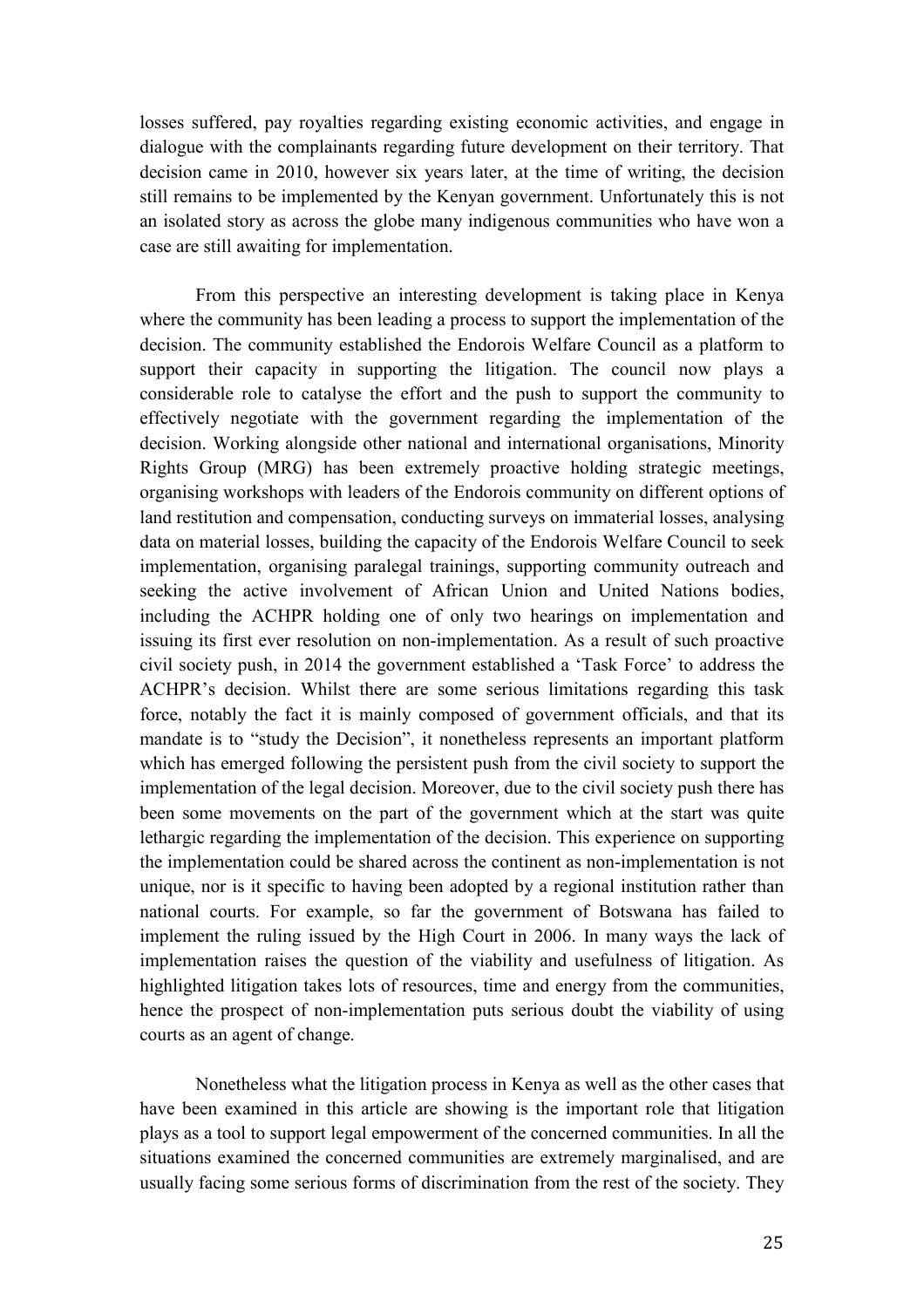losses suffered, pay royalties regarding existing economic activities, and engage in dialogue with the complainants regarding future development on their territory. That decision came in 2010, however six years later, at the time of writing, the decision still remains to be implemented by the Kenyan government. Unfortunately this is not an isolated story as across the globe many indigenous communities who have won a case are still awaiting for implementation.

From this perspective an interesting development is taking place in Kenya where the community has been leading a process to support the implementation of the decision. The community established the Endorois Welfare Council as a platform to support their capacity in supporting the litigation. The council now plays a considerable role to catalyse the effort and the push to support the community to effectively negotiate with the government regarding the implementation of the decision. Working alongside other national and international organisations, Minority Rights Group (MRG) has been extremely proactive holding strategic meetings, organising workshops with leaders of the Endorois community on different options of land restitution and compensation, conducting surveys on immaterial losses, analysing data on material losses, building the capacity of the Endorois Welfare Council to seek implementation, organising paralegal trainings, supporting community outreach and seeking the active involvement of African Union and United Nations bodies, including the ACHPR holding one of only two hearings on implementation and issuing its first ever resolution on non-implementation. As a result of such proactive civil society push, in 2014 the government established a 'Task Force' to address the ACHPR's decision. Whilst there are some serious limitations regarding this task force, notably the fact it is mainly composed of government officials, and that its mandate is to "study the Decision", it nonetheless represents an important platform which has emerged following the persistent push from the civil society to support the implementation of the legal decision. Moreover, due to the civil society push there has been some movements on the part of the government which at the start was quite lethargic regarding the implementation of the decision. This experience on supporting the implementation could be shared across the continent as non-implementation is not unique, nor is it specific to having been adopted by a regional institution rather than national courts. For example, so far the government of Botswana has failed to implement the ruling issued by the High Court in 2006. In many ways the lack of implementation raises the question of the viability and usefulness of litigation. As highlighted litigation takes lots of resources, time and energy from the communities, hence the prospect of non-implementation puts serious doubt the viability of using courts as an agent of change.

Nonetheless what the litigation process in Kenya as well as the other cases that have been examined in this article are showing is the important role that litigation plays as a tool to support legal empowerment of the concerned communities. In all the situations examined the concerned communities are extremely marginalised, and are usually facing some serious forms of discrimination from the rest of the society. They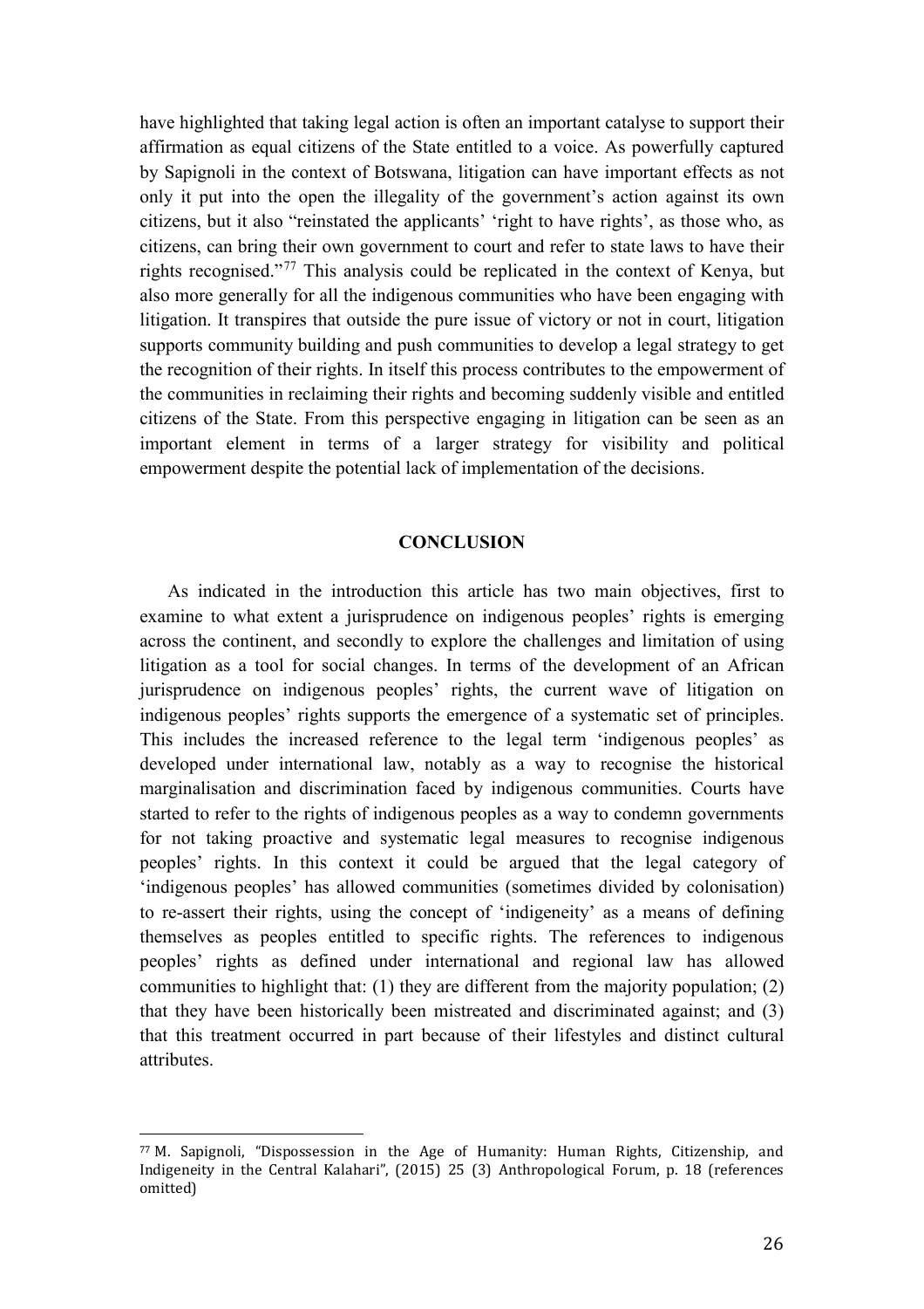have highlighted that taking legal action is often an important catalyse to support their affirmation as equal citizens of the State entitled to a voice. As powerfully captured by Sapignoli in the context of Botswana, litigation can have important effects as not only it put into the open the illegality of the government's action against its own citizens, but it also "reinstated the applicants' 'right to have rights', as those who, as citizens, can bring their own government to court and refer to state laws to have their rights recognised."[77] This analysis could be replicated in the context of Kenya, but also more generally for all the indigenous communities who have been engaging with litigation. It transpires that outside the pure issue of victory or not in court, litigation supports community building and push communities to develop a legal strategy to get the recognition of their rights. In itself this process contributes to the empowerment of the communities in reclaiming their rights and becoming suddenly visible and entitled citizens of the State. From this perspective engaging in litigation can be seen as an important element in terms of a larger strategy for visibility and political empowerment despite the potential lack of implementation of the decisions.

## CONCLUSION

As indicated in the introduction this article has two main objectives, first to examine to what extent a jurisprudence on indigenous peoples' rights is emerging across the continent, and secondly to explore the challenges and limitation of using litigation as a tool for social changes. In terms of the development of an African jurisprudence on indigenous peoples' rights, the current wave of litigation on indigenous peoples' rights supports the emergence of a systematic set of principles. This includes the increased reference to the legal term 'indigenous peoples' as developed under international law, notably as a way to recognise the historical marginalisation and discrimination faced by indigenous communities. Courts have started to refer to the rights of indigenous peoples as a way to condemn governments for not taking proactive and systematic legal measures to recognise indigenous peoples' rights. In this context it could be argued that the legal category of 'indigenous peoples' has allowed communities (sometimes divided by colonisation) to re-assert their rights, using the concept of 'indigeneity' as a means of defining themselves as peoples entitled to specific rights. The references to indigenous peoples' rights as defined under international and regional law has allowed communities to highlight that: (1) they are different from the majority population; (2) that they have been historically been mistreated and discriminated against; and (3) that this treatment occurred in part because of their lifestyles and distinct cultural attributes.

---

[77] M. Sapignoli, "Dispossession in the Age of Humanity: Human Rights, Citizenship, and Indigeneity in the Central Kalahari", (2015) 25 (3) Anthropological Forum, p. 18 (references omitted)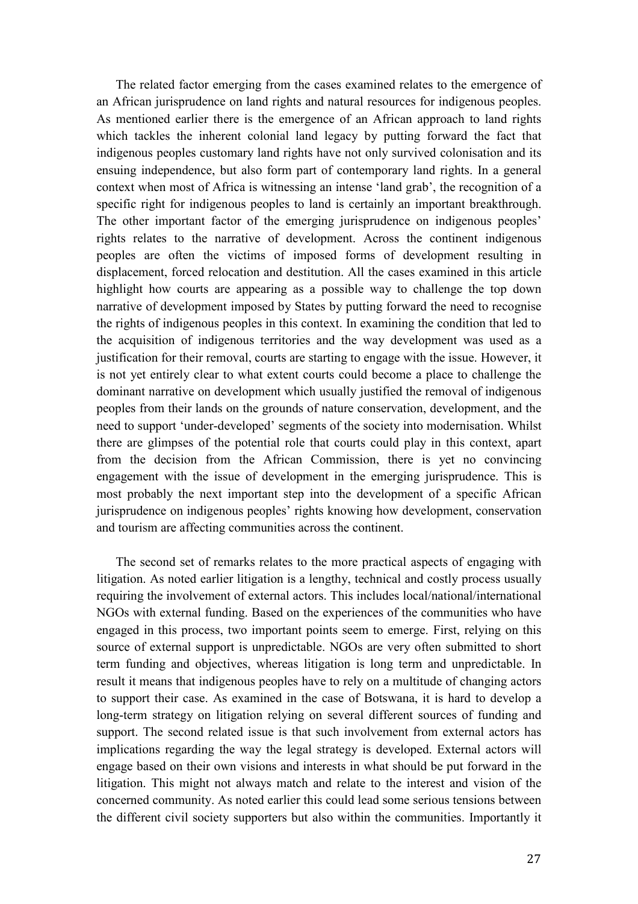The related factor emerging from the cases examined relates to the emergence of an African jurisprudence on land rights and natural resources for indigenous peoples. As mentioned earlier there is the emergence of an African approach to land rights which tackles the inherent colonial land legacy by putting forward the fact that indigenous peoples customary land rights have not only survived colonisation and its ensuing independence, but also form part of contemporary land rights. In a general context when most of Africa is witnessing an intense 'land grab', the recognition of a specific right for indigenous peoples to land is certainly an important breakthrough. The other important factor of the emerging jurisprudence on indigenous peoples' rights relates to the narrative of development. Across the continent indigenous peoples are often the victims of imposed forms of development resulting in displacement, forced relocation and destitution. All the cases examined in this article highlight how courts are appearing as a possible way to challenge the top down narrative of development imposed by States by putting forward the need to recognise the rights of indigenous peoples in this context. In examining the condition that led to the acquisition of indigenous territories and the way development was used as a justification for their removal, courts are starting to engage with the issue. However, it is not yet entirely clear to what extent courts could become a place to challenge the dominant narrative on development which usually justified the removal of indigenous peoples from their lands on the grounds of nature conservation, development, and the need to support 'under-developed' segments of the society into modernisation. Whilst there are glimpses of the potential role that courts could play in this context, apart from the decision from the African Commission, there is yet no convincing engagement with the issue of development in the emerging jurisprudence. This is most probably the next important step into the development of a specific African jurisprudence on indigenous peoples' rights knowing how development, conservation and tourism are affecting communities across the continent.

The second set of remarks relates to the more practical aspects of engaging with litigation. As noted earlier litigation is a lengthy, technical and costly process usually requiring the involvement of external actors. This includes local/national/international NGOs with external funding. Based on the experiences of the communities who have engaged in this process, two important points seem to emerge. First, relying on this source of external support is unpredictable. NGOs are very often submitted to short term funding and objectives, whereas litigation is long term and unpredictable. In result it means that indigenous peoples have to rely on a multitude of changing actors to support their case. As examined in the case of Botswana, it is hard to develop a long-term strategy on litigation relying on several different sources of funding and support. The second related issue is that such involvement from external actors has implications regarding the way the legal strategy is developed. External actors will engage based on their own visions and interests in what should be put forward in the litigation. This might not always match and relate to the interest and vision of the concerned community. As noted earlier this could lead some serious tensions between the different civil society supporters but also within the communities. Importantly it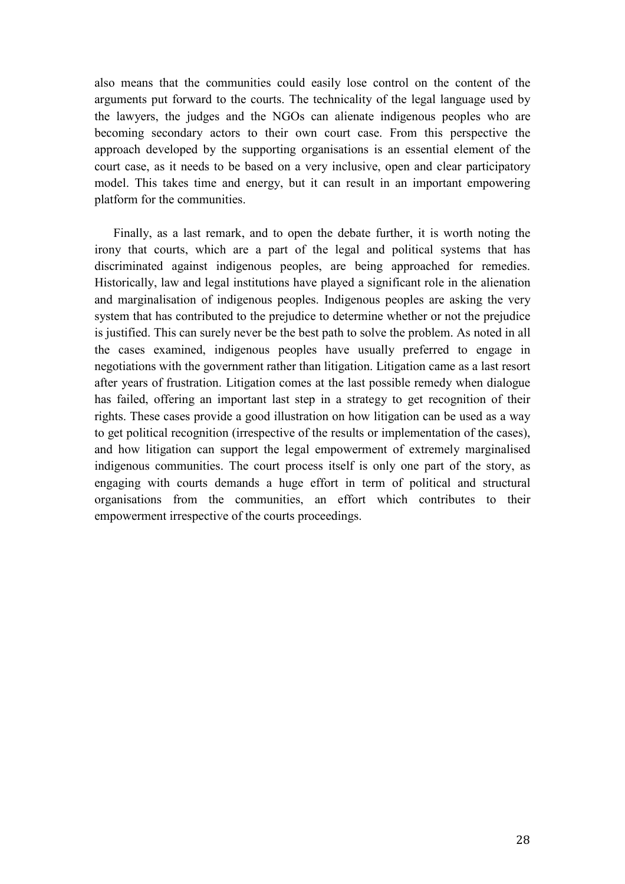also means that the communities could easily lose control on the content of the arguments put forward to the courts. The technicality of the legal language used by the lawyers, the judges and the NGOs can alienate indigenous peoples who are becoming secondary actors to their own court case. From this perspective the approach developed by the supporting organisations is an essential element of the court case, as it needs to be based on a very inclusive, open and clear participatory model. This takes time and energy, but it can result in an important empowering platform for the communities.

Finally, as a last remark, and to open the debate further, it is worth noting the irony that courts, which are a part of the legal and political systems that has discriminated against indigenous peoples, are being approached for remedies. Historically, law and legal institutions have played a significant role in the alienation and marginalisation of indigenous peoples. Indigenous peoples are asking the very system that has contributed to the prejudice to determine whether or not the prejudice is justified. This can surely never be the best path to solve the problem. As noted in all the cases examined, indigenous peoples have usually preferred to engage in negotiations with the government rather than litigation. Litigation came as a last resort after years of frustration. Litigation comes at the last possible remedy when dialogue has failed, offering an important last step in a strategy to get recognition of their rights. These cases provide a good illustration on how litigation can be used as a way to get political recognition (irrespective of the results or implementation of the cases), and how litigation can support the legal empowerment of extremely marginalised indigenous communities. The court process itself is only one part of the story, as engaging with courts demands a huge effort in term of political and structural organisations from the communities, an effort which contributes to their empowerment irrespective of the courts proceedings.